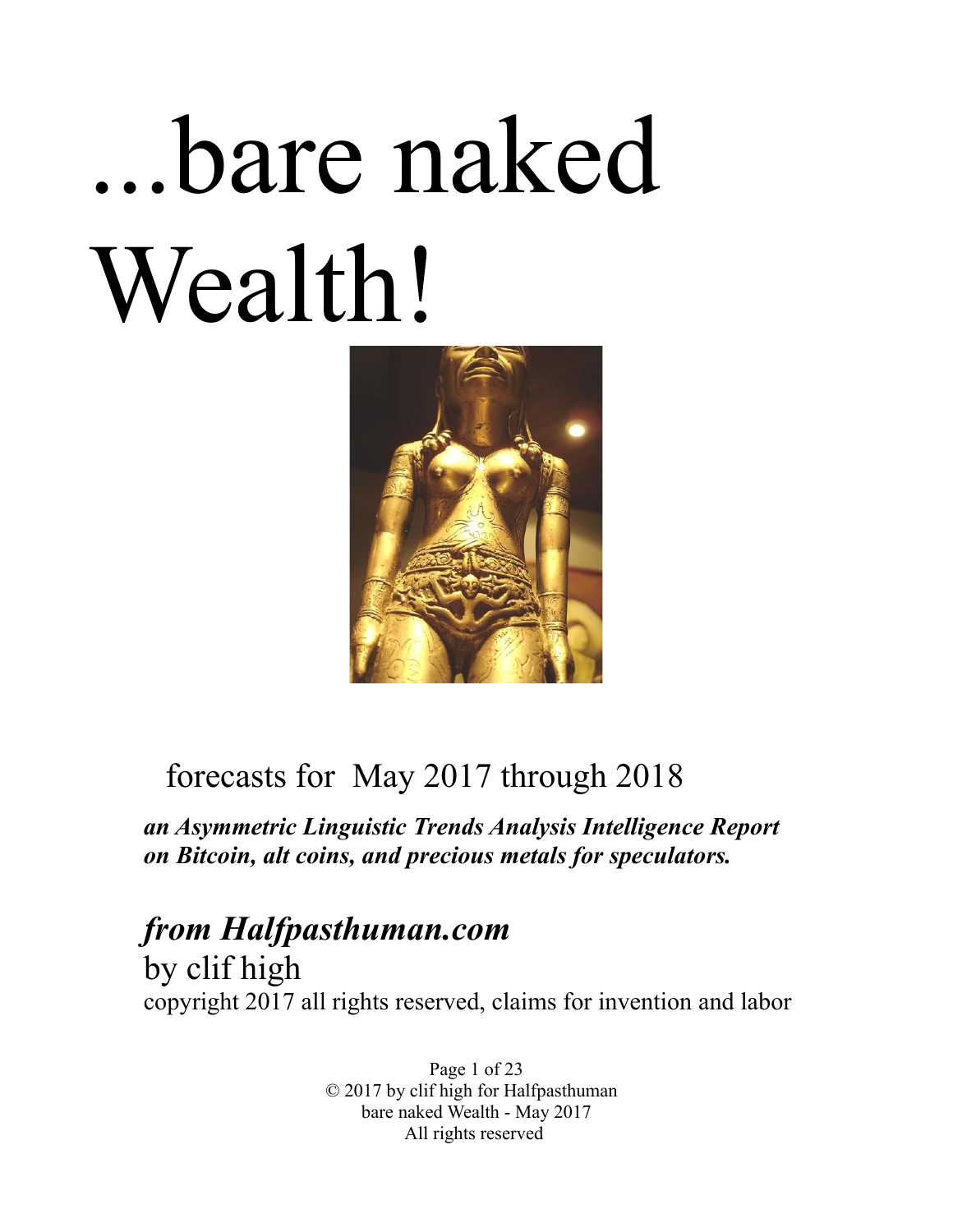# ...bare naked Wealth!

forecasts for May 2017 through 2018

***an Asymmetric Linguistic Trends Analysis Intelligence Report on Bitcoin, alt coins, and precious metals for speculators.***

***from Halfpasthuman.com***

by clif high

copyright 2017 all rights reserved, claims for invention and labor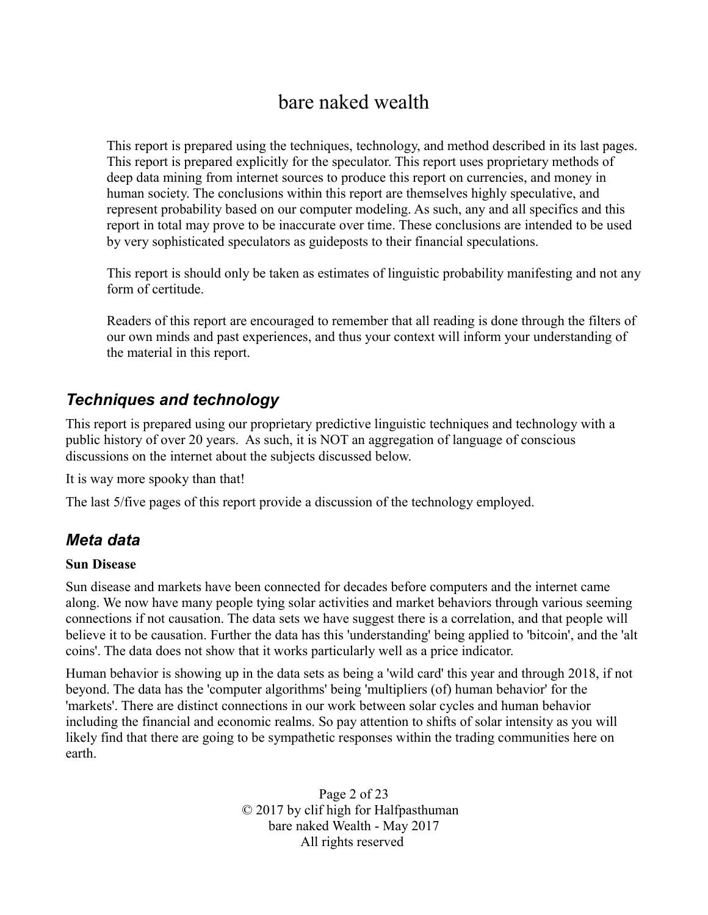# bare naked wealth

This report is prepared using the techniques, technology, and method described in its last pages. This report is prepared explicitly for the speculator. This report uses proprietary methods of deep data mining from internet sources to produce this report on currencies, and money in human society. The conclusions within this report are themselves highly speculative, and represent probability based on our computer modeling. As such, any and all specifics and this report in total may prove to be inaccurate over time. These conclusions are intended to be used by very sophisticated speculators as guideposts to their financial speculations.

This report is should only be taken as estimates of linguistic probability manifesting and not any form of certitude.

Readers of this report are encouraged to remember that all reading is done through the filters of our own minds and past experiences, and thus your context will inform your understanding of the material in this report.

## *Techniques and technology*

This report is prepared using our proprietary predictive linguistic techniques and technology with a public history of over 20 years. As such, it is NOT an aggregation of language of conscious discussions on the internet about the subjects discussed below.

It is way more spooky than that!

The last 5/five pages of this report provide a discussion of the technology employed.

## *Meta data*

**Sun Disease**

Sun disease and markets have been connected for decades before computers and the internet came along. We now have many people tying solar activities and market behaviors through various seeming connections if not causation. The data sets we have suggest there is a correlation, and that people will believe it to be causation. Further the data has this 'understanding' being applied to 'bitcoin', and the 'alt coins'. The data does not show that it works particularly well as a price indicator.

Human behavior is showing up in the data sets as being a 'wild card' this year and through 2018, if not beyond. The data has the 'computer algorithms' being 'multipliers (of) human behavior' for the 'markets'. There are distinct connections in our work between solar cycles and human behavior including the financial and economic realms. So pay attention to shifts of solar intensity as you will likely find that there are going to be sympathetic responses within the trading communities here on earth.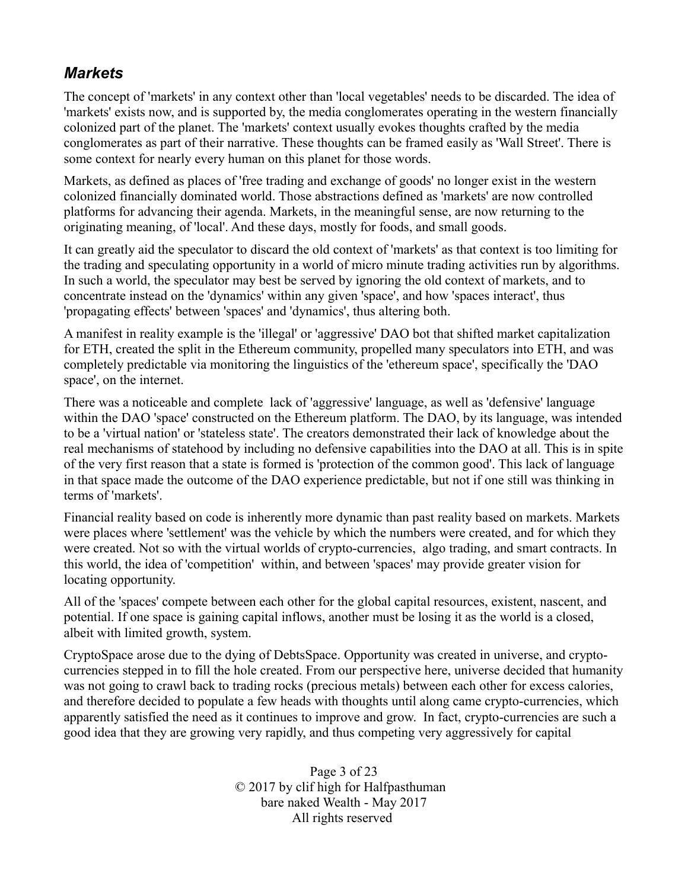## *Markets*

The concept of 'markets' in any context other than 'local vegetables' needs to be discarded. The idea of 'markets' exists now, and is supported by, the media conglomerates operating in the western financially colonized part of the planet. The 'markets' context usually evokes thoughts crafted by the media conglomerates as part of their narrative. These thoughts can be framed easily as 'Wall Street'. There is some context for nearly every human on this planet for those words.

Markets, as defined as places of 'free trading and exchange of goods' no longer exist in the western colonized financially dominated world. Those abstractions defined as 'markets' are now controlled platforms for advancing their agenda. Markets, in the meaningful sense, are now returning to the originating meaning, of 'local'. And these days, mostly for foods, and small goods.

It can greatly aid the speculator to discard the old context of 'markets' as that context is too limiting for the trading and speculating opportunity in a world of micro minute trading activities run by algorithms. In such a world, the speculator may best be served by ignoring the old context of markets, and to concentrate instead on the 'dynamics' within any given 'space', and how 'spaces interact', thus 'propagating effects' between 'spaces' and 'dynamics', thus altering both.

A manifest in reality example is the 'illegal' or 'aggressive' DAO bot that shifted market capitalization for ETH, created the split in the Ethereum community, propelled many speculators into ETH, and was completely predictable via monitoring the linguistics of the 'ethereum space', specifically the 'DAO space', on the internet.

There was a noticeable and complete lack of 'aggressive' language, as well as 'defensive' language within the DAO 'space' constructed on the Ethereum platform. The DAO, by its language, was intended to be a 'virtual nation' or 'stateless state'. The creators demonstrated their lack of knowledge about the real mechanisms of statehood by including no defensive capabilities into the DAO at all. This is in spite of the very first reason that a state is formed is 'protection of the common good'. This lack of language in that space made the outcome of the DAO experience predictable, but not if one still was thinking in terms of 'markets'.

Financial reality based on code is inherently more dynamic than past reality based on markets. Markets were places where 'settlement' was the vehicle by which the numbers were created, and for which they were created. Not so with the virtual worlds of crypto-currencies, algo trading, and smart contracts. In this world, the idea of 'competition' within, and between 'spaces' may provide greater vision for locating opportunity.

All of the 'spaces' compete between each other for the global capital resources, existent, nascent, and potential. If one space is gaining capital inflows, another must be losing it as the world is a closed, albeit with limited growth, system.

CryptoSpace arose due to the dying of DebtsSpace. Opportunity was created in universe, and crypto-currencies stepped in to fill the hole created. From our perspective here, universe decided that humanity was not going to crawl back to trading rocks (precious metals) between each other for excess calories, and therefore decided to populate a few heads with thoughts until along came crypto-currencies, which apparently satisfied the need as it continues to improve and grow. In fact, crypto-currencies are such a good idea that they are growing very rapidly, and thus competing very aggressively for capital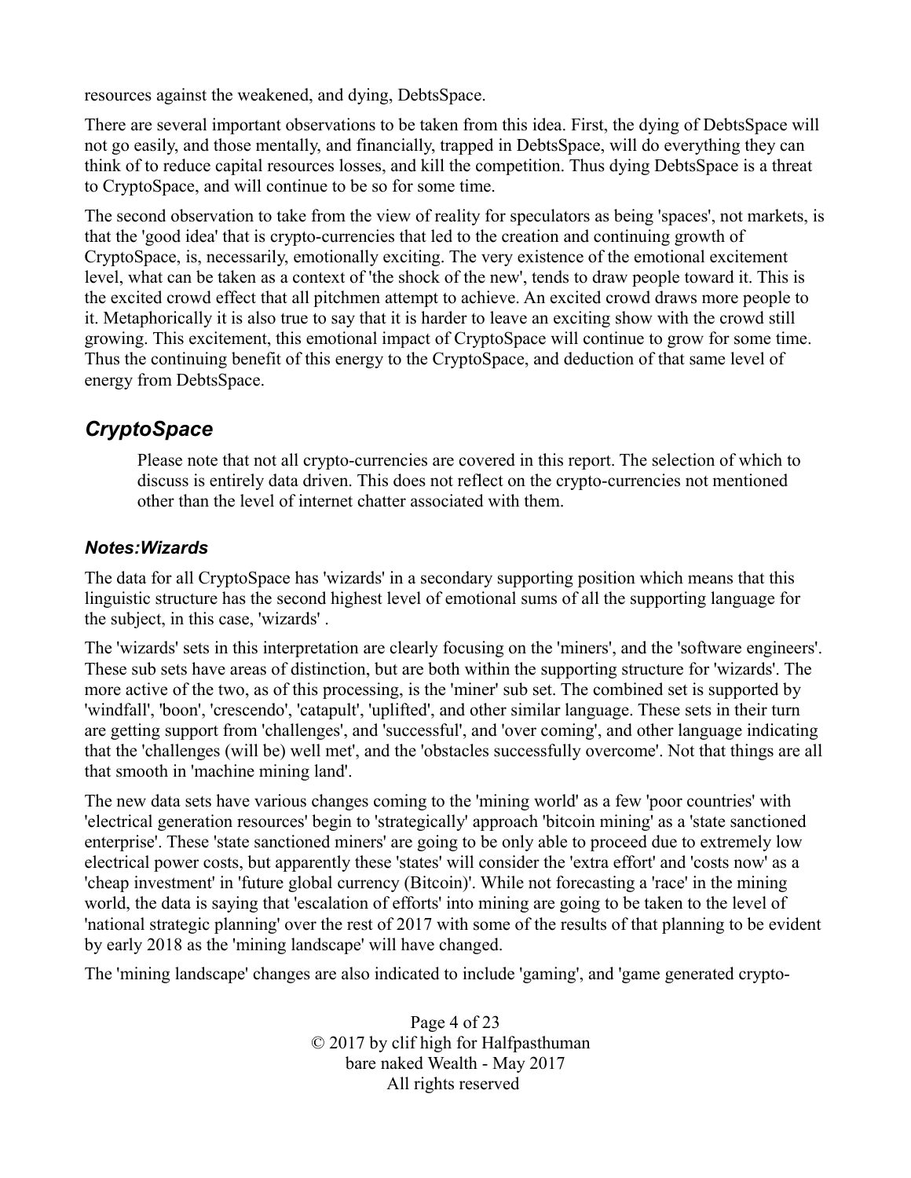resources against the weakened, and dying, DebtsSpace.

There are several important observations to be taken from this idea. First, the dying of DebtsSpace will not go easily, and those mentally, and financially, trapped in DebtsSpace, will do everything they can think of to reduce capital resources losses, and kill the competition. Thus dying DebtsSpace is a threat to CryptoSpace, and will continue to be so for some time.

The second observation to take from the view of reality for speculators as being 'spaces', not markets, is that the 'good idea' that is crypto-currencies that led to the creation and continuing growth of CryptoSpace, is, necessarily, emotionally exciting. The very existence of the emotional excitement level, what can be taken as a context of 'the shock of the new', tends to draw people toward it. This is the excited crowd effect that all pitchmen attempt to achieve. An excited crowd draws more people to it. Metaphorically it is also true to say that it is harder to leave an exciting show with the crowd still growing. This excitement, this emotional impact of CryptoSpace will continue to grow for some time. Thus the continuing benefit of this energy to the CryptoSpace, and deduction of that same level of energy from DebtsSpace.

## *CryptoSpace*

> Please note that not all crypto-currencies are covered in this report. The selection of which to discuss is entirely data driven. This does not reflect on the crypto-currencies not mentioned other than the level of internet chatter associated with them.

### *Notes:Wizards*

The data for all CryptoSpace has 'wizards' in a secondary supporting position which means that this linguistic structure has the second highest level of emotional sums of all the supporting language for the subject, in this case, 'wizards' .

The 'wizards' sets in this interpretation are clearly focusing on the 'miners', and the 'software engineers'. These sub sets have areas of distinction, but are both within the supporting structure for 'wizards'. The more active of the two, as of this processing, is the 'miner' sub set. The combined set is supported by 'windfall', 'boon', 'crescendo', 'catapult', 'uplifted', and other similar language. These sets in their turn are getting support from 'challenges', and 'successful', and 'over coming', and other language indicating that the 'challenges (will be) well met', and the 'obstacles successfully overcome'. Not that things are all that smooth in 'machine mining land'.

The new data sets have various changes coming to the 'mining world' as a few 'poor countries' with 'electrical generation resources' begin to 'strategically' approach 'bitcoin mining' as a 'state sanctioned enterprise'. These 'state sanctioned miners' are going to be only able to proceed due to extremely low electrical power costs, but apparently these 'states' will consider the 'extra effort' and 'costs now' as a 'cheap investment' in 'future global currency (Bitcoin)'. While not forecasting a 'race' in the mining world, the data is saying that 'escalation of efforts' into mining are going to be taken to the level of 'national strategic planning' over the rest of 2017 with some of the results of that planning to be evident by early 2018 as the 'mining landscape' will have changed.

The 'mining landscape' changes are also indicated to include 'gaming', and 'game generated crypto-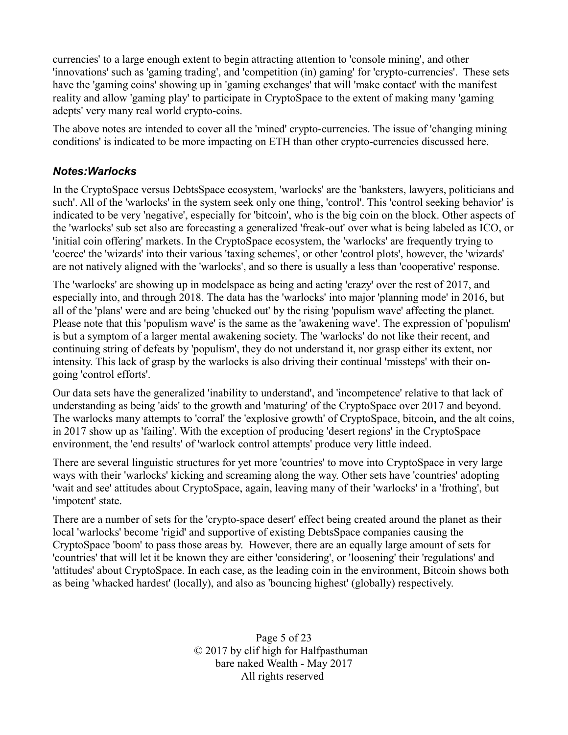currencies' to a large enough extent to begin attracting attention to 'console mining', and other 'innovations' such as 'gaming trading', and 'competition (in) gaming' for 'crypto-currencies'. These sets have the 'gaming coins' showing up in 'gaming exchanges' that will 'make contact' with the manifest reality and allow 'gaming play' to participate in CryptoSpace to the extent of making many 'gaming adepts' very many real world crypto-coins.

The above notes are intended to cover all the 'mined' crypto-currencies. The issue of 'changing mining conditions' is indicated to be more impacting on ETH than other crypto-currencies discussed here.

### ***Notes:Warlocks***

In the CryptoSpace versus DebtsSpace ecosystem, 'warlocks' are the 'banksters, lawyers, politicians and such'. All of the 'warlocks' in the system seek only one thing, 'control'. This 'control seeking behavior' is indicated to be very 'negative', especially for 'bitcoin', who is the big coin on the block. Other aspects of the 'warlocks' sub set also are forecasting a generalized 'freak-out' over what is being labeled as ICO, or 'initial coin offering' markets. In the CryptoSpace ecosystem, the 'warlocks' are frequently trying to 'coerce' the 'wizards' into their various 'taxing schemes', or other 'control plots', however, the 'wizards' are not natively aligned with the 'warlocks', and so there is usually a less than 'cooperative' response.

The 'warlocks' are showing up in modelspace as being and acting 'crazy' over the rest of 2017, and especially into, and through 2018. The data has the 'warlocks' into major 'planning mode' in 2016, but all of the 'plans' were and are being 'chucked out' by the rising 'populism wave' affecting the planet. Please note that this 'populism wave' is the same as the 'awakening wave'. The expression of 'populism' is but a symptom of a larger mental awakening society. The 'warlocks' do not like their recent, and continuing string of defeats by 'populism', they do not understand it, nor grasp either its extent, nor intensity. This lack of grasp by the warlocks is also driving their continual 'missteps' with their on-going 'control efforts'.

Our data sets have the generalized 'inability to understand', and 'incompetence' relative to that lack of understanding as being 'aids' to the growth and 'maturing' of the CryptoSpace over 2017 and beyond. The warlocks many attempts to 'corral' the 'explosive growth' of CryptoSpace, bitcoin, and the alt coins, in 2017 show up as 'failing'. With the exception of producing 'desert regions' in the CryptoSpace environment, the 'end results' of 'warlock control attempts' produce very little indeed.

There are several linguistic structures for yet more 'countries' to move into CryptoSpace in very large ways with their 'warlocks' kicking and screaming along the way. Other sets have 'countries' adopting 'wait and see' attitudes about CryptoSpace, again, leaving many of their 'warlocks' in a 'frothing', but 'impotent' state.

There are a number of sets for the 'crypto-space desert' effect being created around the planet as their local 'warlocks' become 'rigid' and supportive of existing DebtsSpace companies causing the CryptoSpace 'boom' to pass those areas by. However, there are an equally large amount of sets for 'countries' that will let it be known they are either 'considering', or 'loosening' their 'regulations' and 'attitudes' about CryptoSpace. In each case, as the leading coin in the environment, Bitcoin shows both as being 'whacked hardest' (locally), and also as 'bouncing highest' (globally) respectively.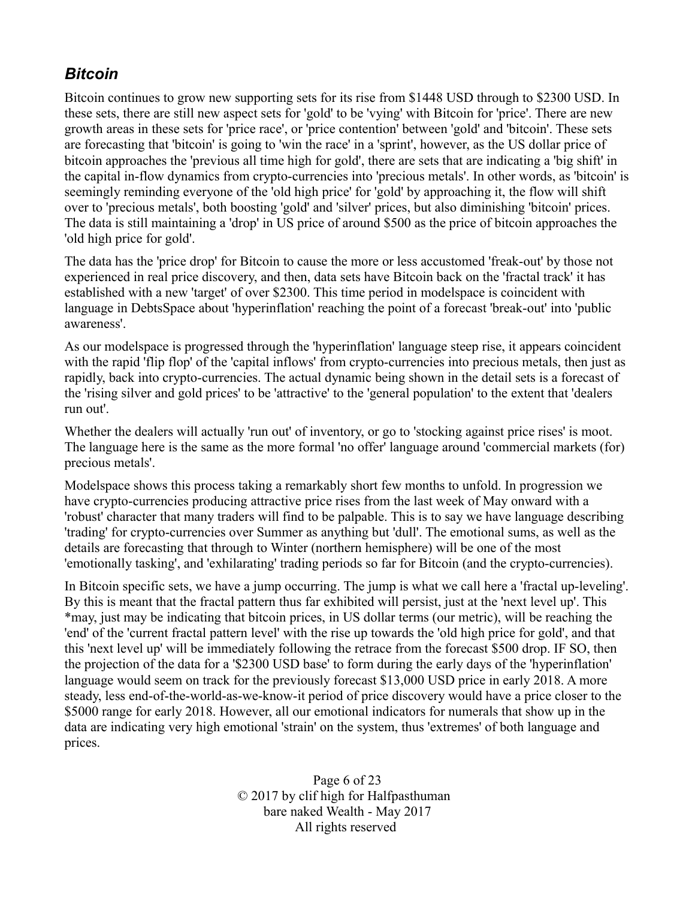## ***Bitcoin***

Bitcoin continues to grow new supporting sets for its rise from $1448 USD through to $2300 USD. In these sets, there are still new aspect sets for 'gold' to be 'vying' with Bitcoin for 'price'. There are new growth areas in these sets for 'price race', or 'price contention' between 'gold' and 'bitcoin'. These sets are forecasting that 'bitcoin' is going to 'win the race' in a 'sprint', however, as the US dollar price of bitcoin approaches the 'previous all time high for gold', there are sets that are indicating a 'big shift' in the capital in-flow dynamics from crypto-currencies into 'precious metals'. In other words, as 'bitcoin' is seemingly reminding everyone of the 'old high price' for 'gold' by approaching it, the flow will shift over to 'precious metals', both boosting 'gold' and 'silver' prices, but also diminishing 'bitcoin' prices. The data is still maintaining a 'drop' in US price of around $500 as the price of bitcoin approaches the 'old high price for gold'.

The data has the 'price drop' for Bitcoin to cause the more or less accustomed 'freak-out' by those not experienced in real price discovery, and then, data sets have Bitcoin back on the 'fractal track' it has established with a new 'target' of over $2300. This time period in modelspace is coincident with language in DebtsSpace about 'hyperinflation' reaching the point of a forecast 'break-out' into 'public awareness'.

As our modelspace is progressed through the 'hyperinflation' language steep rise, it appears coincident with the rapid 'flip flop' of the 'capital inflows' from crypto-currencies into precious metals, then just as rapidly, back into crypto-currencies. The actual dynamic being shown in the detail sets is a forecast of the 'rising silver and gold prices' to be 'attractive' to the 'general population' to the extent that 'dealers run out'.

Whether the dealers will actually 'run out' of inventory, or go to 'stocking against price rises' is moot. The language here is the same as the more formal 'no offer' language around 'commercial markets (for) precious metals'.

Modelspace shows this process taking a remarkably short few months to unfold. In progression we have crypto-currencies producing attractive price rises from the last week of May onward with a 'robust' character that many traders will find to be palpable. This is to say we have language describing 'trading' for crypto-currencies over Summer as anything but 'dull'. The emotional sums, as well as the details are forecasting that through to Winter (northern hemisphere) will be one of the most 'emotionally tasking', and 'exhilarating' trading periods so far for Bitcoin (and the crypto-currencies).

In Bitcoin specific sets, we have a jump occurring. The jump is what we call here a 'fractal up-leveling'. By this is meant that the fractal pattern thus far exhibited will persist, just at the 'next level up'. This *may, just may be indicating that bitcoin prices, in US dollar terms (our metric), will be reaching the 'end' of the 'current fractal pattern level' with the rise up towards the 'old high price for gold', and that this 'next level up' will be immediately following the retrace from the forecast $500 drop. IF SO, then the projection of the data for a '$2300 USD base' to form during the early days of the 'hyperinflation' language would seem on track for the previously forecast $13,000 USD price in early 2018. A more steady, less end-of-the-world-as-we-know-it period of price discovery would have a price closer to the $5000 range for early 2018. However, all our emotional indicators for numerals that show up in the data are indicating very high emotional 'strain' on the system, thus 'extremes' of both language and prices.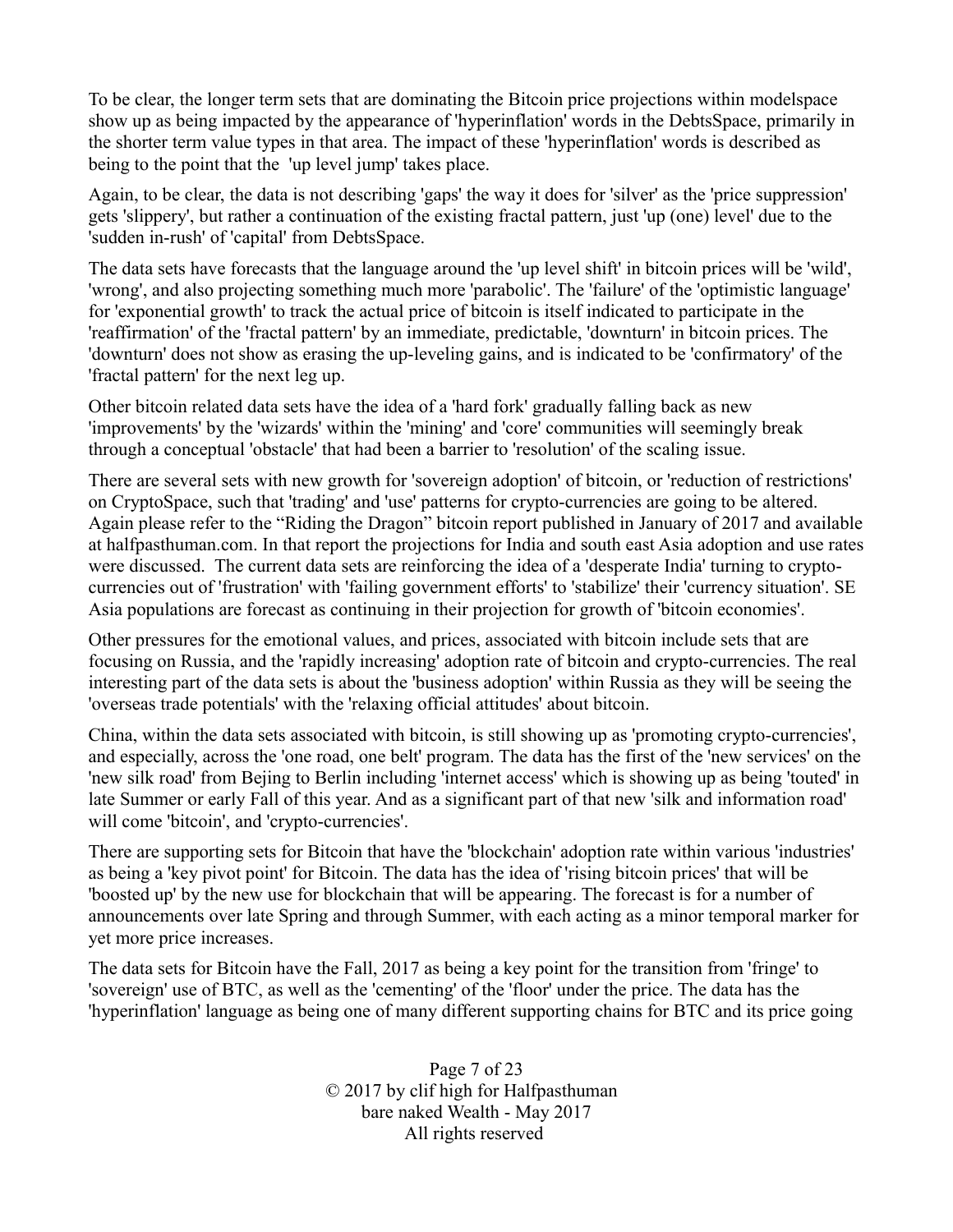To be clear, the longer term sets that are dominating the Bitcoin price projections within modelspace show up as being impacted by the appearance of 'hyperinflation' words in the DebtsSpace, primarily in the shorter term value types in that area. The impact of these 'hyperinflation' words is described as being to the point that the 'up level jump' takes place.

Again, to be clear, the data is not describing 'gaps' the way it does for 'silver' as the 'price suppression' gets 'slippery', but rather a continuation of the existing fractal pattern, just 'up (one) level' due to the 'sudden in-rush' of 'capital' from DebtsSpace.

The data sets have forecasts that the language around the 'up level shift' in bitcoin prices will be 'wild', 'wrong', and also projecting something much more 'parabolic'. The 'failure' of the 'optimistic language' for 'exponential growth' to track the actual price of bitcoin is itself indicated to participate in the 'reaffirmation' of the 'fractal pattern' by an immediate, predictable, 'downturn' in bitcoin prices. The 'downturn' does not show as erasing the up-leveling gains, and is indicated to be 'confirmatory' of the 'fractal pattern' for the next leg up.

Other bitcoin related data sets have the idea of a 'hard fork' gradually falling back as new 'improvements' by the 'wizards' within the 'mining' and 'core' communities will seemingly break through a conceptual 'obstacle' that had been a barrier to 'resolution' of the scaling issue.

There are several sets with new growth for 'sovereign adoption' of bitcoin, or 'reduction of restrictions' on CryptoSpace, such that 'trading' and 'use' patterns for crypto-currencies are going to be altered. Again please refer to the “Riding the Dragon” bitcoin report published in January of 2017 and available at halfpasthuman.com. In that report the projections for India and south east Asia adoption and use rates were discussed. The current data sets are reinforcing the idea of a 'desperate India' turning to crypto-currencies out of 'frustration' with 'failing government efforts' to 'stabilize' their 'currency situation'. SE Asia populations are forecast as continuing in their projection for growth of 'bitcoin economies'.

Other pressures for the emotional values, and prices, associated with bitcoin include sets that are focusing on Russia, and the 'rapidly increasing' adoption rate of bitcoin and crypto-currencies. The real interesting part of the data sets is about the 'business adoption' within Russia as they will be seeing the 'overseas trade potentials' with the 'relaxing official attitudes' about bitcoin.

China, within the data sets associated with bitcoin, is still showing up as 'promoting crypto-currencies', and especially, across the 'one road, one belt' program. The data has the first of the 'new services' on the 'new silk road' from Bejing to Berlin including 'internet access' which is showing up as being 'touted' in late Summer or early Fall of this year. And as a significant part of that new 'silk and information road' will come 'bitcoin', and 'crypto-currencies'.

There are supporting sets for Bitcoin that have the 'blockchain' adoption rate within various 'industries' as being a 'key pivot point' for Bitcoin. The data has the idea of 'rising bitcoin prices' that will be 'boosted up' by the new use for blockchain that will be appearing. The forecast is for a number of announcements over late Spring and through Summer, with each acting as a minor temporal marker for yet more price increases.

The data sets for Bitcoin have the Fall, 2017 as being a key point for the transition from 'fringe' to 'sovereign' use of BTC, as well as the 'cementing' of the 'floor' under the price. The data has the 'hyperinflation' language as being one of many different supporting chains for BTC and its price going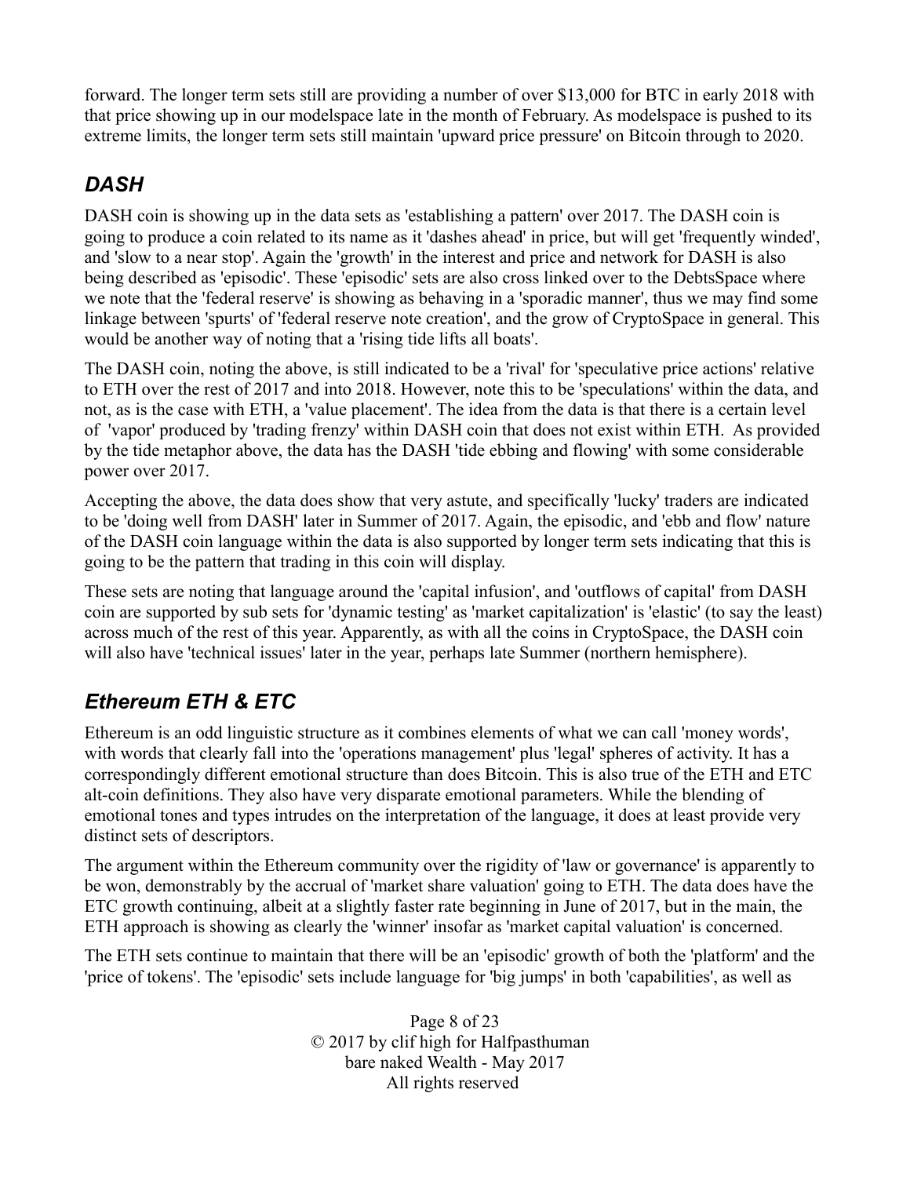forward. The longer term sets still are providing a number of over $13,000 for BTC in early 2018 with that price showing up in our modelspace late in the month of February. As modelspace is pushed to its extreme limits, the longer term sets still maintain 'upward price pressure' on Bitcoin through to 2020.

## *DASH*

DASH coin is showing up in the data sets as 'establishing a pattern' over 2017. The DASH coin is going to produce a coin related to its name as it 'dashes ahead' in price, but will get 'frequently winded', and 'slow to a near stop'. Again the 'growth' in the interest and price and network for DASH is also being described as 'episodic'. These 'episodic' sets are also cross linked over to the DebtsSpace where we note that the 'federal reserve' is showing as behaving in a 'sporadic manner', thus we may find some linkage between 'spurts' of 'federal reserve note creation', and the grow of CryptoSpace in general. This would be another way of noting that a 'rising tide lifts all boats'.

The DASH coin, noting the above, is still indicated to be a 'rival' for 'speculative price actions' relative to ETH over the rest of 2017 and into 2018. However, note this to be 'speculations' within the data, and not, as is the case with ETH, a 'value placement'. The idea from the data is that there is a certain level of 'vapor' produced by 'trading frenzy' within DASH coin that does not exist within ETH. As provided by the tide metaphor above, the data has the DASH 'tide ebbing and flowing' with some considerable power over 2017.

Accepting the above, the data does show that very astute, and specifically 'lucky' traders are indicated to be 'doing well from DASH' later in Summer of 2017. Again, the episodic, and 'ebb and flow' nature of the DASH coin language within the data is also supported by longer term sets indicating that this is going to be the pattern that trading in this coin will display.

These sets are noting that language around the 'capital infusion', and 'outflows of capital' from DASH coin are supported by sub sets for 'dynamic testing' as 'market capitalization' is 'elastic' (to say the least) across much of the rest of this year. Apparently, as with all the coins in CryptoSpace, the DASH coin will also have 'technical issues' later in the year, perhaps late Summer (northern hemisphere).

## *Ethereum ETH & ETC*

Ethereum is an odd linguistic structure as it combines elements of what we can call 'money words', with words that clearly fall into the 'operations management' plus 'legal' spheres of activity. It has a correspondingly different emotional structure than does Bitcoin. This is also true of the ETH and ETC alt-coin definitions. They also have very disparate emotional parameters. While the blending of emotional tones and types intrudes on the interpretation of the language, it does at least provide very distinct sets of descriptors.

The argument within the Ethereum community over the rigidity of 'law or governance' is apparently to be won, demonstrably by the accrual of 'market share valuation' going to ETH. The data does have the ETC growth continuing, albeit at a slightly faster rate beginning in June of 2017, but in the main, the ETH approach is showing as clearly the 'winner' insofar as 'market capital valuation' is concerned.

The ETH sets continue to maintain that there will be an 'episodic' growth of both the 'platform' and the 'price of tokens'. The 'episodic' sets include language for 'big jumps' in both 'capabilities', as well as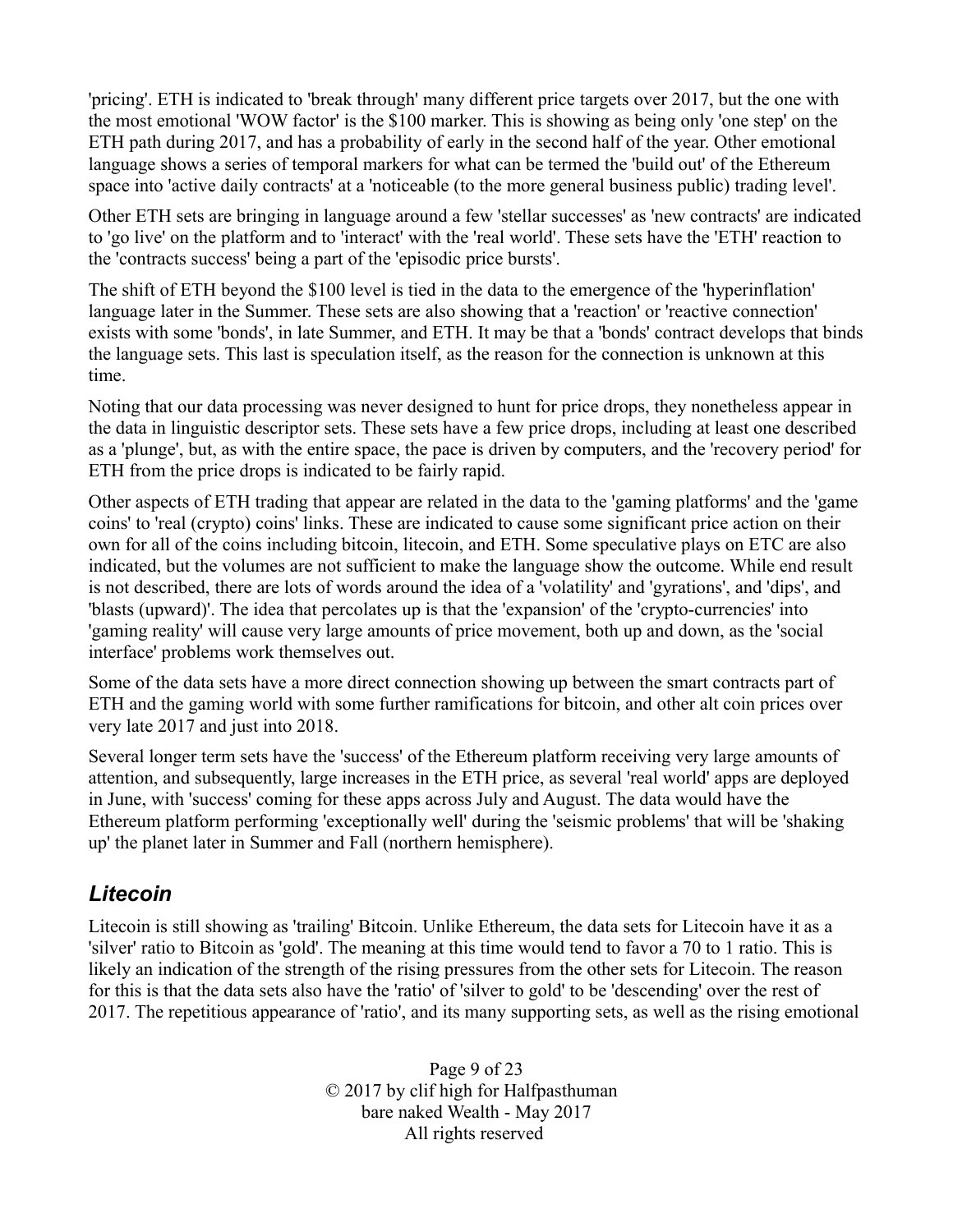'pricing'. ETH is indicated to 'break through' many different price targets over 2017, but the one with the most emotional 'WOW factor' is the $100 marker. This is showing as being only 'one step' on the ETH path during 2017, and has a probability of early in the second half of the year. Other emotional language shows a series of temporal markers for what can be termed the 'build out' of the Ethereum space into 'active daily contracts' at a 'noticeable (to the more general business public) trading level'.

Other ETH sets are bringing in language around a few 'stellar successes' as 'new contracts' are indicated to 'go live' on the platform and to 'interact' with the 'real world'. These sets have the 'ETH' reaction to the 'contracts success' being a part of the 'episodic price bursts'.

The shift of ETH beyond the $100 level is tied in the data to the emergence of the 'hyperinflation' language later in the Summer. These sets are also showing that a 'reaction' or 'reactive connection' exists with some 'bonds', in late Summer, and ETH. It may be that a 'bonds' contract develops that binds the language sets. This last is speculation itself, as the reason for the connection is unknown at this time.

Noting that our data processing was never designed to hunt for price drops, they nonetheless appear in the data in linguistic descriptor sets. These sets have a few price drops, including at least one described as a 'plunge', but, as with the entire space, the pace is driven by computers, and the 'recovery period' for ETH from the price drops is indicated to be fairly rapid.

Other aspects of ETH trading that appear are related in the data to the 'gaming platforms' and the 'game coins' to 'real (crypto) coins' links. These are indicated to cause some significant price action on their own for all of the coins including bitcoin, litecoin, and ETH. Some speculative plays on ETC are also indicated, but the volumes are not sufficient to make the language show the outcome. While end result is not described, there are lots of words around the idea of a 'volatility' and 'gyrations', and 'dips', and 'blasts (upward)'. The idea that percolates up is that the 'expansion' of the 'crypto-currencies' into 'gaming reality' will cause very large amounts of price movement, both up and down, as the 'social interface' problems work themselves out.

Some of the data sets have a more direct connection showing up between the smart contracts part of ETH and the gaming world with some further ramifications for bitcoin, and other alt coin prices over very late 2017 and just into 2018.

Several longer term sets have the 'success' of the Ethereum platform receiving very large amounts of attention, and subsequently, large increases in the ETH price, as several 'real world' apps are deployed in June, with 'success' coming for these apps across July and August. The data would have the Ethereum platform performing 'exceptionally well' during the 'seismic problems' that will be 'shaking up' the planet later in Summer and Fall (northern hemisphere).

## *Litecoin*

Litecoin is still showing as 'trailing' Bitcoin. Unlike Ethereum, the data sets for Litecoin have it as a 'silver' ratio to Bitcoin as 'gold'. The meaning at this time would tend to favor a 70 to 1 ratio. This is likely an indication of the strength of the rising pressures from the other sets for Litecoin. The reason for this is that the data sets also have the 'ratio' of 'silver to gold' to be 'descending' over the rest of 2017. The repetitious appearance of 'ratio', and its many supporting sets, as well as the rising emotional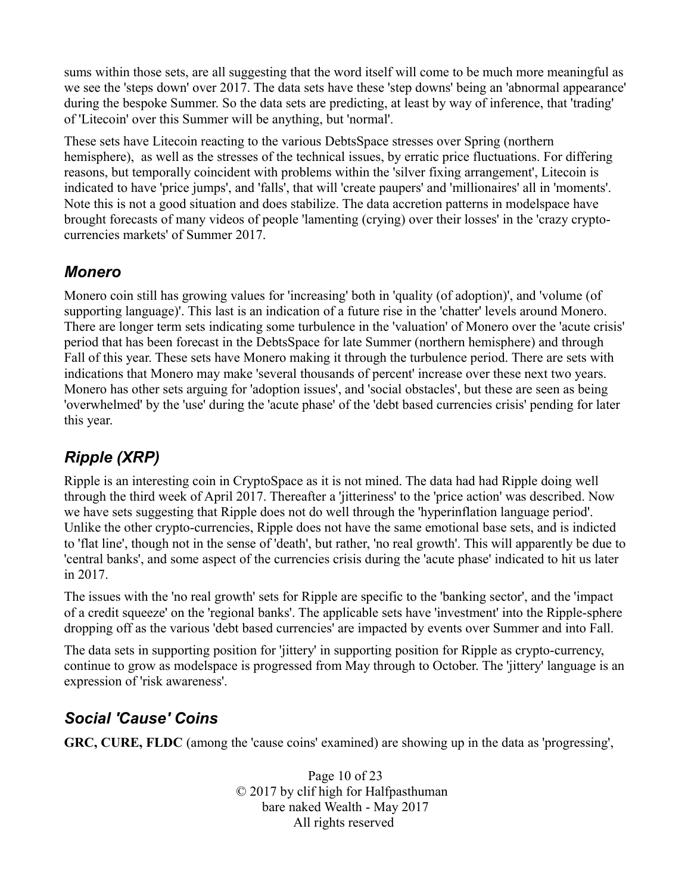sums within those sets, are all suggesting that the word itself will come to be much more meaningful as we see the 'steps down' over 2017. The data sets have these 'step downs' being an 'abnormal appearance' during the bespoke Summer. So the data sets are predicting, at least by way of inference, that 'trading' of 'Litecoin' over this Summer will be anything, but 'normal'.

These sets have Litecoin reacting to the various DebtsSpace stresses over Spring (northern hemisphere), as well as the stresses of the technical issues, by erratic price fluctuations. For differing reasons, but temporally coincident with problems within the 'silver fixing arrangement', Litecoin is indicated to have 'price jumps', and 'falls', that will 'create paupers' and 'millionaires' all in 'moments'. Note this is not a good situation and does stabilize. The data accretion patterns in modelspace have brought forecasts of many videos of people 'lamenting (crying) over their losses' in the 'crazy crypto-currencies markets' of Summer 2017.

## *Monero*

Monero coin still has growing values for 'increasing' both in 'quality (of adoption)', and 'volume (of supporting language)'. This last is an indication of a future rise in the 'chatter' levels around Monero. There are longer term sets indicating some turbulence in the 'valuation' of Monero over the 'acute crisis' period that has been forecast in the DebtsSpace for late Summer (northern hemisphere) and through Fall of this year. These sets have Monero making it through the turbulence period. There are sets with indications that Monero may make 'several thousands of percent' increase over these next two years. Monero has other sets arguing for 'adoption issues', and 'social obstacles', but these are seen as being 'overwhelmed' by the 'use' during the 'acute phase' of the 'debt based currencies crisis' pending for later this year.

## *Ripple (XRP)*

Ripple is an interesting coin in CryptoSpace as it is not mined. The data had had Ripple doing well through the third week of April 2017. Thereafter a 'jitteriness' to the 'price action' was described. Now we have sets suggesting that Ripple does not do well through the 'hyperinflation language period'. Unlike the other crypto-currencies, Ripple does not have the same emotional base sets, and is indicted to 'flat line', though not in the sense of 'death', but rather, 'no real growth'. This will apparently be due to 'central banks', and some aspect of the currencies crisis during the 'acute phase' indicated to hit us later in 2017.

The issues with the 'no real growth' sets for Ripple are specific to the 'banking sector', and the 'impact of a credit squeeze' on the 'regional banks'. The applicable sets have 'investment' into the Ripple-sphere dropping off as the various 'debt based currencies' are impacted by events over Summer and into Fall.

The data sets in supporting position for 'jittery' in supporting position for Ripple as crypto-currency, continue to grow as modelspace is progressed from May through to October. The 'jittery' language is an expression of 'risk awareness'.

## *Social 'Cause' Coins*

**GRC, CURE, FLDC** (among the 'cause coins' examined) are showing up in the data as 'progressing',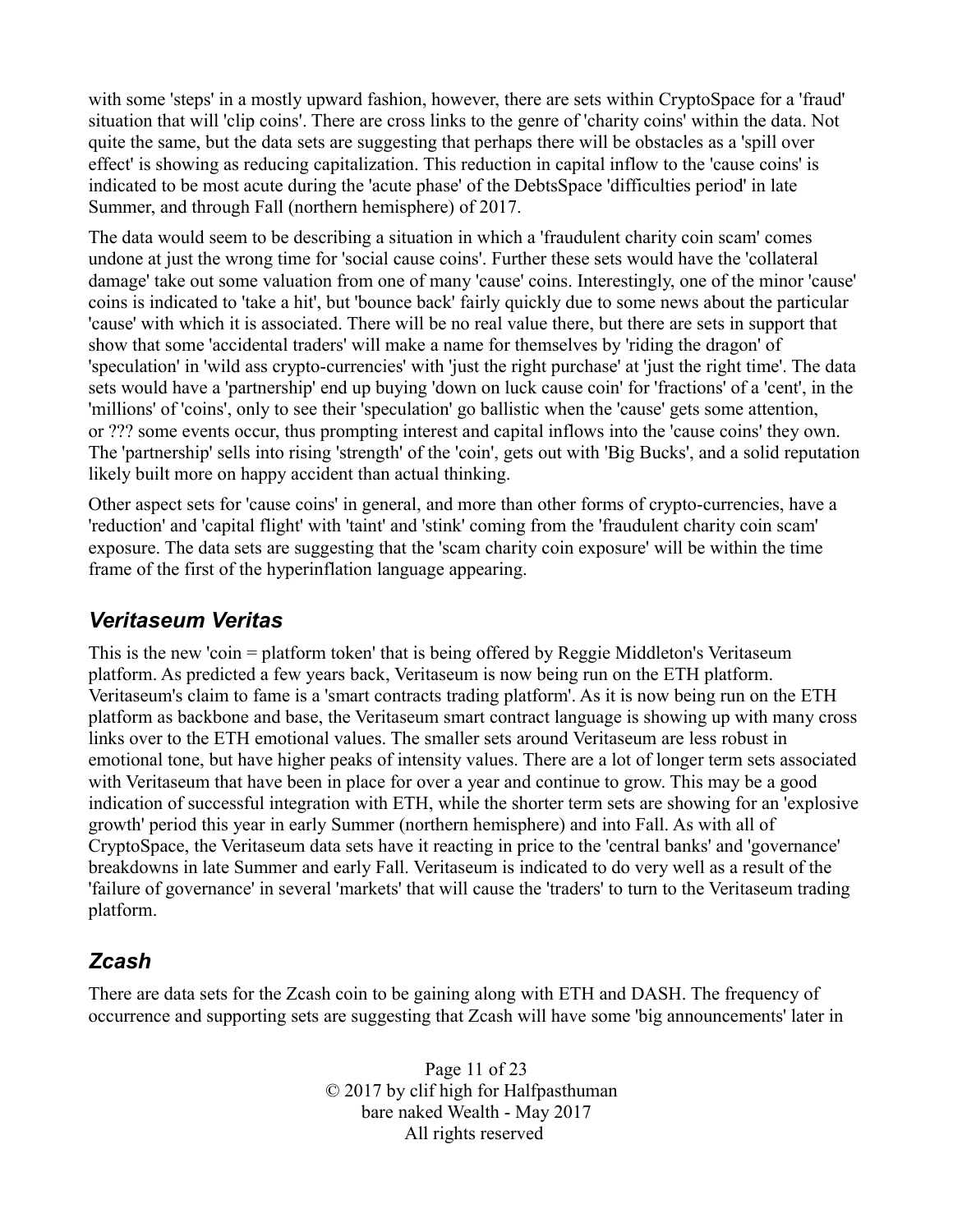with some 'steps' in a mostly upward fashion, however, there are sets within CryptoSpace for a 'fraud' situation that will 'clip coins'. There are cross links to the genre of 'charity coins' within the data. Not quite the same, but the data sets are suggesting that perhaps there will be obstacles as a 'spill over effect' is showing as reducing capitalization. This reduction in capital inflow to the 'cause coins' is indicated to be most acute during the 'acute phase' of the DebtsSpace 'difficulties period' in late Summer, and through Fall (northern hemisphere) of 2017.

The data would seem to be describing a situation in which a 'fraudulent charity coin scam' comes undone at just the wrong time for 'social cause coins'. Further these sets would have the 'collateral damage' take out some valuation from one of many 'cause' coins. Interestingly, one of the minor 'cause' coins is indicated to 'take a hit', but 'bounce back' fairly quickly due to some news about the particular 'cause' with which it is associated. There will be no real value there, but there are sets in support that show that some 'accidental traders' will make a name for themselves by 'riding the dragon' of 'speculation' in 'wild ass crypto-currencies' with 'just the right purchase' at 'just the right time'. The data sets would have a 'partnership' end up buying 'down on luck cause coin' for 'fractions' of a 'cent', in the 'millions' of 'coins', only to see their 'speculation' go ballistic when the 'cause' gets some attention, or ??? some events occur, thus prompting interest and capital inflows into the 'cause coins' they own. The 'partnership' sells into rising 'strength' of the 'coin', gets out with 'Big Bucks', and a solid reputation likely built more on happy accident than actual thinking.

Other aspect sets for 'cause coins' in general, and more than other forms of crypto-currencies, have a 'reduction' and 'capital flight' with 'taint' and 'stink' coming from the 'fraudulent charity coin scam' exposure. The data sets are suggesting that the 'scam charity coin exposure' will be within the time frame of the first of the hyperinflation language appearing.

## *Veritaseum Veritas*

This is the new 'coin = platform token' that is being offered by Reggie Middleton's Veritaseum platform. As predicted a few years back, Veritaseum is now being run on the ETH platform. Veritaseum's claim to fame is a 'smart contracts trading platform'. As it is now being run on the ETH platform as backbone and base, the Veritaseum smart contract language is showing up with many cross links over to the ETH emotional values. The smaller sets around Veritaseum are less robust in emotional tone, but have higher peaks of intensity values. There are a lot of longer term sets associated with Veritaseum that have been in place for over a year and continue to grow. This may be a good indication of successful integration with ETH, while the shorter term sets are showing for an 'explosive growth' period this year in early Summer (northern hemisphere) and into Fall. As with all of CryptoSpace, the Veritaseum data sets have it reacting in price to the 'central banks' and 'governance' breakdowns in late Summer and early Fall. Veritaseum is indicated to do very well as a result of the 'failure of governance' in several 'markets' that will cause the 'traders' to turn to the Veritaseum trading platform.

## *Zcash*

There are data sets for the Zcash coin to be gaining along with ETH and DASH. The frequency of occurrence and supporting sets are suggesting that Zcash will have some 'big announcements' later in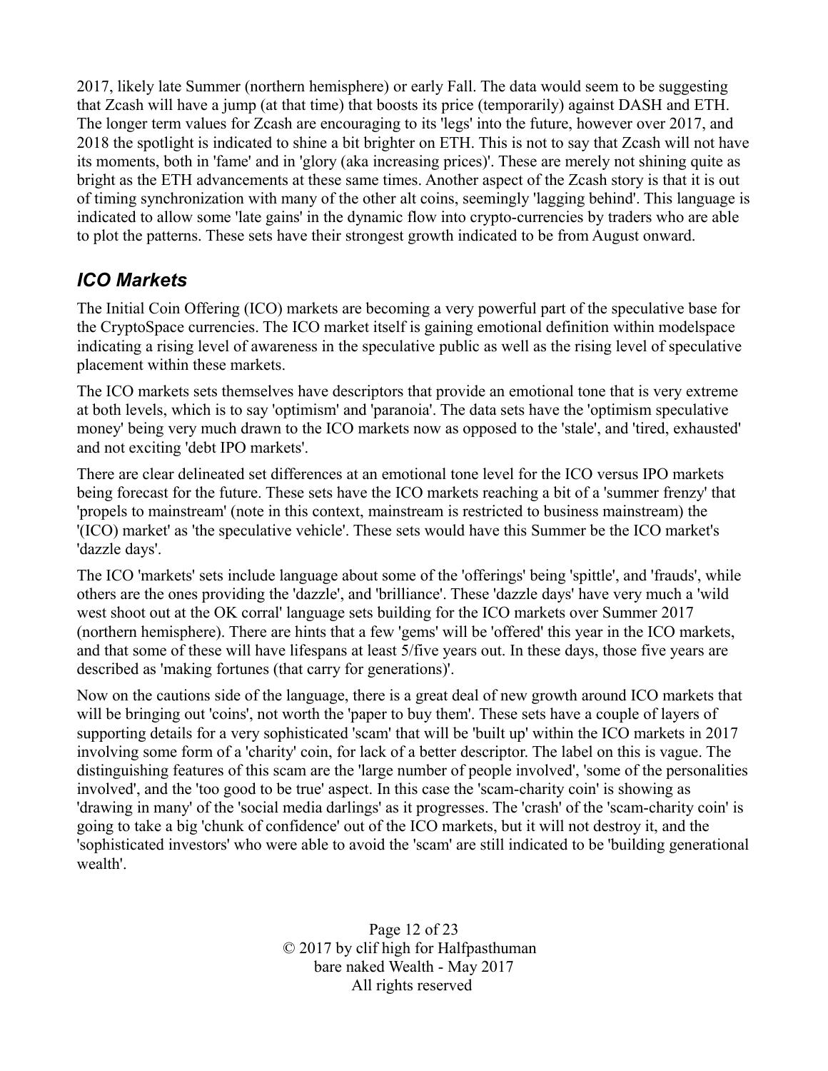2017, likely late Summer (northern hemisphere) or early Fall. The data would seem to be suggesting that Zcash will have a jump (at that time) that boosts its price (temporarily) against DASH and ETH. The longer term values for Zcash are encouraging to its 'legs' into the future, however over 2017, and 2018 the spotlight is indicated to shine a bit brighter on ETH. This is not to say that Zcash will not have its moments, both in 'fame' and in 'glory (aka increasing prices)'. These are merely not shining quite as bright as the ETH advancements at these same times. Another aspect of the Zcash story is that it is out of timing synchronization with many of the other alt coins, seemingly 'lagging behind'. This language is indicated to allow some 'late gains' in the dynamic flow into crypto-currencies by traders who are able to plot the patterns. These sets have their strongest growth indicated to be from August onward.

## *ICO Markets*

The Initial Coin Offering (ICO) markets are becoming a very powerful part of the speculative base for the CryptoSpace currencies. The ICO market itself is gaining emotional definition within modelspace indicating a rising level of awareness in the speculative public as well as the rising level of speculative placement within these markets.

The ICO markets sets themselves have descriptors that provide an emotional tone that is very extreme at both levels, which is to say 'optimism' and 'paranoia'. The data sets have the 'optimism speculative money' being very much drawn to the ICO markets now as opposed to the 'stale', and 'tired, exhausted' and not exciting 'debt IPO markets'.

There are clear delineated set differences at an emotional tone level for the ICO versus IPO markets being forecast for the future. These sets have the ICO markets reaching a bit of a 'summer frenzy' that 'propels to mainstream' (note in this context, mainstream is restricted to business mainstream) the '(ICO) market' as 'the speculative vehicle'. These sets would have this Summer be the ICO market's 'dazzle days'.

The ICO 'markets' sets include language about some of the 'offerings' being 'spittle', and 'frauds', while others are the ones providing the 'dazzle', and 'brilliance'. These 'dazzle days' have very much a 'wild west shoot out at the OK corral' language sets building for the ICO markets over Summer 2017 (northern hemisphere). There are hints that a few 'gems' will be 'offered' this year in the ICO markets, and that some of these will have lifespans at least 5/five years out. In these days, those five years are described as 'making fortunes (that carry for generations)'.

Now on the cautions side of the language, there is a great deal of new growth around ICO markets that will be bringing out 'coins', not worth the 'paper to buy them'. These sets have a couple of layers of supporting details for a very sophisticated 'scam' that will be 'built up' within the ICO markets in 2017 involving some form of a 'charity' coin, for lack of a better descriptor. The label on this is vague. The distinguishing features of this scam are the 'large number of people involved', 'some of the personalities involved', and the 'too good to be true' aspect. In this case the 'scam-charity coin' is showing as 'drawing in many' of the 'social media darlings' as it progresses. The 'crash' of the 'scam-charity coin' is going to take a big 'chunk of confidence' out of the ICO markets, but it will not destroy it, and the 'sophisticated investors' who were able to avoid the 'scam' are still indicated to be 'building generational wealth'.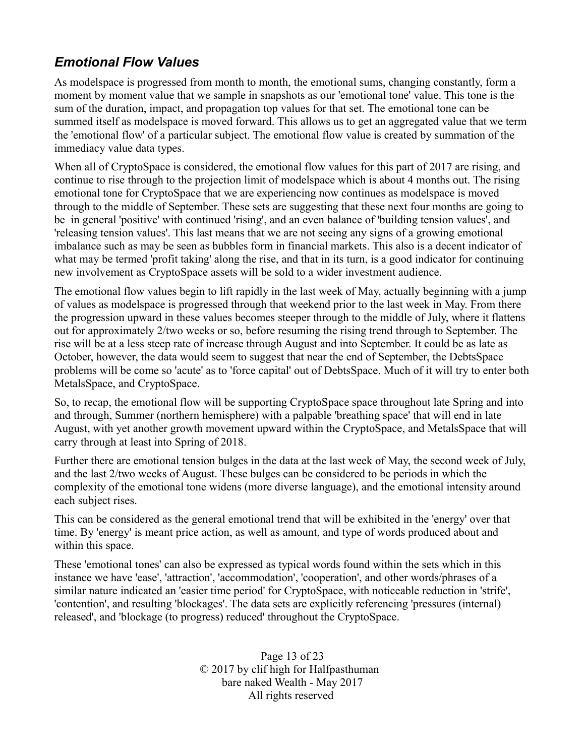## *Emotional Flow Values*

As modelspace is progressed from month to month, the emotional sums, changing constantly, form a moment by moment value that we sample in snapshots as our 'emotional tone' value. This tone is the sum of the duration, impact, and propagation top values for that set. The emotional tone can be summed itself as modelspace is moved forward. This allows us to get an aggregated value that we term the 'emotional flow' of a particular subject. The emotional flow value is created by summation of the immediacy value data types.

When all of CryptoSpace is considered, the emotional flow values for this part of 2017 are rising, and continue to rise through to the projection limit of modelspace which is about 4 months out. The rising emotional tone for CryptoSpace that we are experiencing now continues as modelspace is moved through to the middle of September. These sets are suggesting that these next four months are going to be in general 'positive' with continued 'rising', and an even balance of 'building tension values', and 'releasing tension values'. This last means that we are not seeing any signs of a growing emotional imbalance such as may be seen as bubbles form in financial markets. This also is a decent indicator of what may be termed 'profit taking' along the rise, and that in its turn, is a good indicator for continuing new involvement as CryptoSpace assets will be sold to a wider investment audience.

The emotional flow values begin to lift rapidly in the last week of May, actually beginning with a jump of values as modelspace is progressed through that weekend prior to the last week in May. From there the progression upward in these values becomes steeper through to the middle of July, where it flattens out for approximately 2/two weeks or so, before resuming the rising trend through to September. The rise will be at a less steep rate of increase through August and into September. It could be as late as October, however, the data would seem to suggest that near the end of September, the DebtsSpace problems will be come so 'acute' as to 'force capital' out of DebtsSpace. Much of it will try to enter both MetalsSpace, and CryptoSpace.

So, to recap, the emotional flow will be supporting CryptoSpace space throughout late Spring and into and through, Summer (northern hemisphere) with a palpable 'breathing space' that will end in late August, with yet another growth movement upward within the CryptoSpace, and MetalsSpace that will carry through at least into Spring of 2018.

Further there are emotional tension bulges in the data at the last week of May, the second week of July, and the last 2/two weeks of August. These bulges can be considered to be periods in which the complexity of the emotional tone widens (more diverse language), and the emotional intensity around each subject rises.

This can be considered as the general emotional trend that will be exhibited in the 'energy' over that time. By 'energy' is meant price action, as well as amount, and type of words produced about and within this space.

These 'emotional tones' can also be expressed as typical words found within the sets which in this instance we have 'ease', 'attraction', 'accommodation', 'cooperation', and other words/phrases of a similar nature indicated an 'easier time period' for CryptoSpace, with noticeable reduction in 'strife', 'contention', and resulting 'blockages'. The data sets are explicitly referencing 'pressures (internal) released', and 'blockage (to progress) reduced' throughout the CryptoSpace.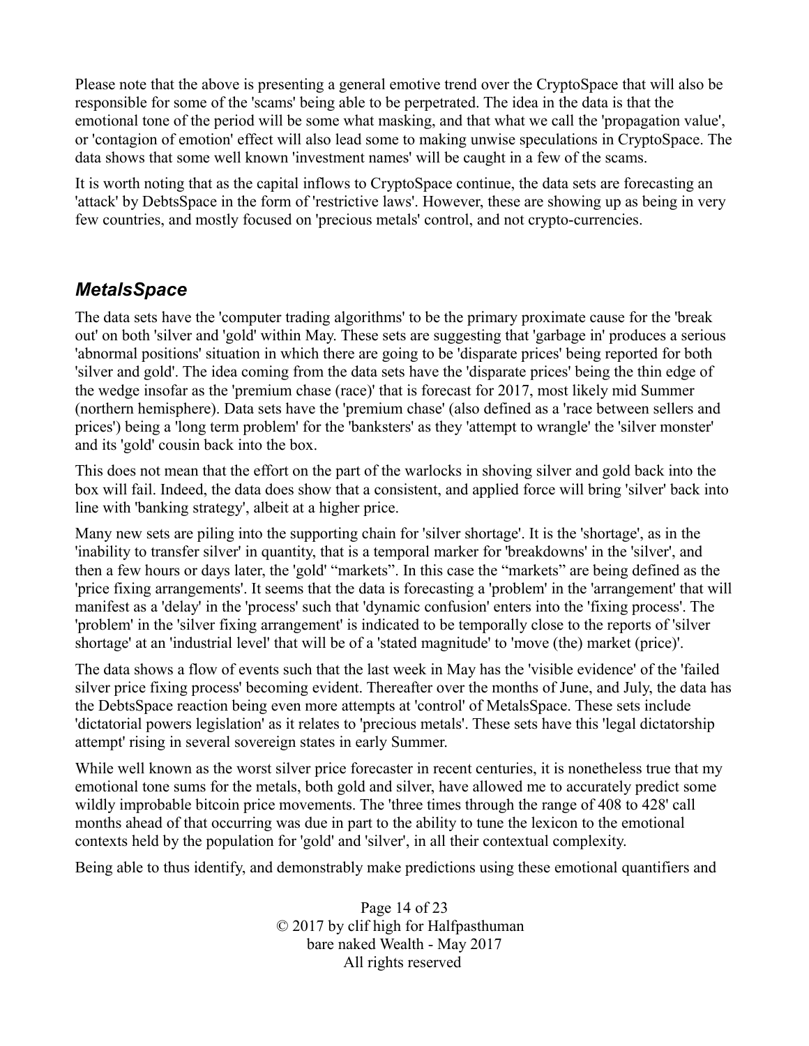Please note that the above is presenting a general emotive trend over the CryptoSpace that will also be responsible for some of the 'scams' being able to be perpetrated. The idea in the data is that the emotional tone of the period will be some what masking, and that what we call the 'propagation value', or 'contagion of emotion' effect will also lead some to making unwise speculations in CryptoSpace. The data shows that some well known 'investment names' will be caught in a few of the scams.

It is worth noting that as the capital inflows to CryptoSpace continue, the data sets are forecasting an 'attack' by DebtsSpace in the form of 'restrictive laws'. However, these are showing up as being in very few countries, and mostly focused on 'precious metals' control, and not crypto-currencies.

## *MetalsSpace*

The data sets have the 'computer trading algorithms' to be the primary proximate cause for the 'break out' on both 'silver and 'gold' within May. These sets are suggesting that 'garbage in' produces a serious 'abnormal positions' situation in which there are going to be 'disparate prices' being reported for both 'silver and gold'. The idea coming from the data sets have the 'disparate prices' being the thin edge of the wedge insofar as the 'premium chase (race)' that is forecast for 2017, most likely mid Summer (northern hemisphere). Data sets have the 'premium chase' (also defined as a 'race between sellers and prices') being a 'long term problem' for the 'banksters' as they 'attempt to wrangle' the 'silver monster' and its 'gold' cousin back into the box.

This does not mean that the effort on the part of the warlocks in shoving silver and gold back into the box will fail. Indeed, the data does show that a consistent, and applied force will bring 'silver' back into line with 'banking strategy', albeit at a higher price.

Many new sets are piling into the supporting chain for 'silver shortage'. It is the 'shortage', as in the 'inability to transfer silver' in quantity, that is a temporal marker for 'breakdowns' in the 'silver', and then a few hours or days later, the 'gold' "markets". In this case the "markets" are being defined as the 'price fixing arrangements'. It seems that the data is forecasting a 'problem' in the 'arrangement' that will manifest as a 'delay' in the 'process' such that 'dynamic confusion' enters into the 'fixing process'. The 'problem' in the 'silver fixing arrangement' is indicated to be temporally close to the reports of 'silver shortage' at an 'industrial level' that will be of a 'stated magnitude' to 'move (the) market (price)'.

The data shows a flow of events such that the last week in May has the 'visible evidence' of the 'failed silver price fixing process' becoming evident. Thereafter over the months of June, and July, the data has the DebtsSpace reaction being even more attempts at 'control' of MetalsSpace. These sets include 'dictatorial powers legislation' as it relates to 'precious metals'. These sets have this 'legal dictatorship attempt' rising in several sovereign states in early Summer.

While well known as the worst silver price forecaster in recent centuries, it is nonetheless true that my emotional tone sums for the metals, both gold and silver, have allowed me to accurately predict some wildly improbable bitcoin price movements. The 'three times through the range of 408 to 428' call months ahead of that occurring was due in part to the ability to tune the lexicon to the emotional contexts held by the population for 'gold' and 'silver', in all their contextual complexity.

Being able to thus identify, and demonstrably make predictions using these emotional quantifiers and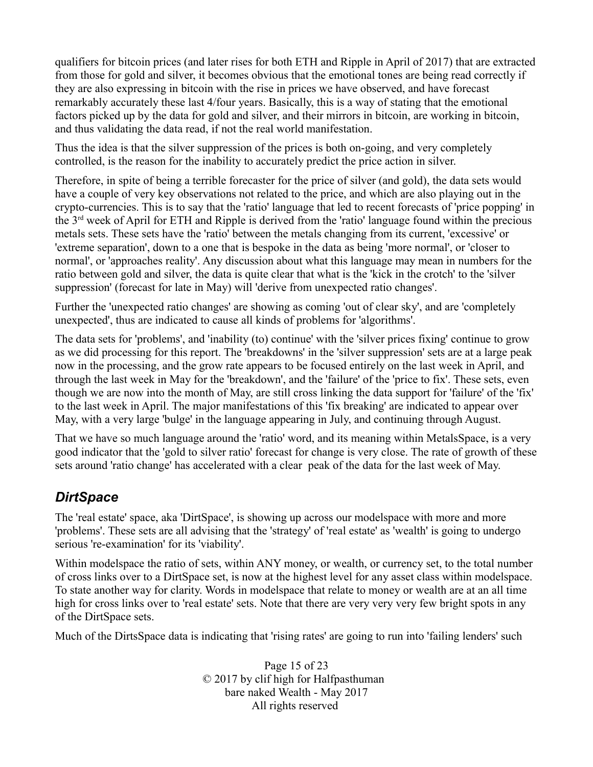qualifiers for bitcoin prices (and later rises for both ETH and Ripple in April of 2017) that are extracted from those for gold and silver, it becomes obvious that the emotional tones are being read correctly if they are also expressing in bitcoin with the rise in prices we have observed, and have forecast remarkably accurately these last 4/four years. Basically, this is a way of stating that the emotional factors picked up by the data for gold and silver, and their mirrors in bitcoin, are working in bitcoin, and thus validating the data read, if not the real world manifestation.

Thus the idea is that the silver suppression of the prices is both on-going, and very completely controlled, is the reason for the inability to accurately predict the price action in silver.

Therefore, in spite of being a terrible forecaster for the price of silver (and gold), the data sets would have a couple of very key observations not related to the price, and which are also playing out in the crypto-currencies. This is to say that the 'ratio' language that led to recent forecasts of 'price popping' in the 3rd week of April for ETH and Ripple is derived from the 'ratio' language found within the precious metals sets. These sets have the 'ratio' between the metals changing from its current, 'excessive' or 'extreme separation', down to a one that is bespoke in the data as being 'more normal', or 'closer to normal', or 'approaches reality'. Any discussion about what this language may mean in numbers for the ratio between gold and silver, the data is quite clear that what is the 'kick in the crotch' to the 'silver suppression' (forecast for late in May) will 'derive from unexpected ratio changes'.

Further the 'unexpected ratio changes' are showing as coming 'out of clear sky', and are 'completely unexpected', thus are indicated to cause all kinds of problems for 'algorithms'.

The data sets for 'problems', and 'inability (to) continue' with the 'silver prices fixing' continue to grow as we did processing for this report. The 'breakdowns' in the 'silver suppression' sets are at a large peak now in the processing, and the grow rate appears to be focused entirely on the last week in April, and through the last week in May for the 'breakdown', and the 'failure' of the 'price to fix'. These sets, even though we are now into the month of May, are still cross linking the data support for 'failure' of the 'fix' to the last week in April. The major manifestations of this 'fix breaking' are indicated to appear over May, with a very large 'bulge' in the language appearing in July, and continuing through August.

That we have so much language around the 'ratio' word, and its meaning within MetalsSpace, is a very good indicator that the 'gold to silver ratio' forecast for change is very close. The rate of growth of these sets around 'ratio change' has accelerated with a clear peak of the data for the last week of May.

## *DirtSpace*

The 'real estate' space, aka 'DirtSpace', is showing up across our modelspace with more and more 'problems'. These sets are all advising that the 'strategy' of 'real estate' as 'wealth' is going to undergo serious 're-examination' for its 'viability'.

Within modelspace the ratio of sets, within ANY money, or wealth, or currency set, to the total number of cross links over to a DirtSpace set, is now at the highest level for any asset class within modelspace. To state another way for clarity. Words in modelspace that relate to money or wealth are at an all time high for cross links over to 'real estate' sets. Note that there are very very very few bright spots in any of the DirtSpace sets.

Much of the DirtsSpace data is indicating that 'rising rates' are going to run into 'failing lenders' such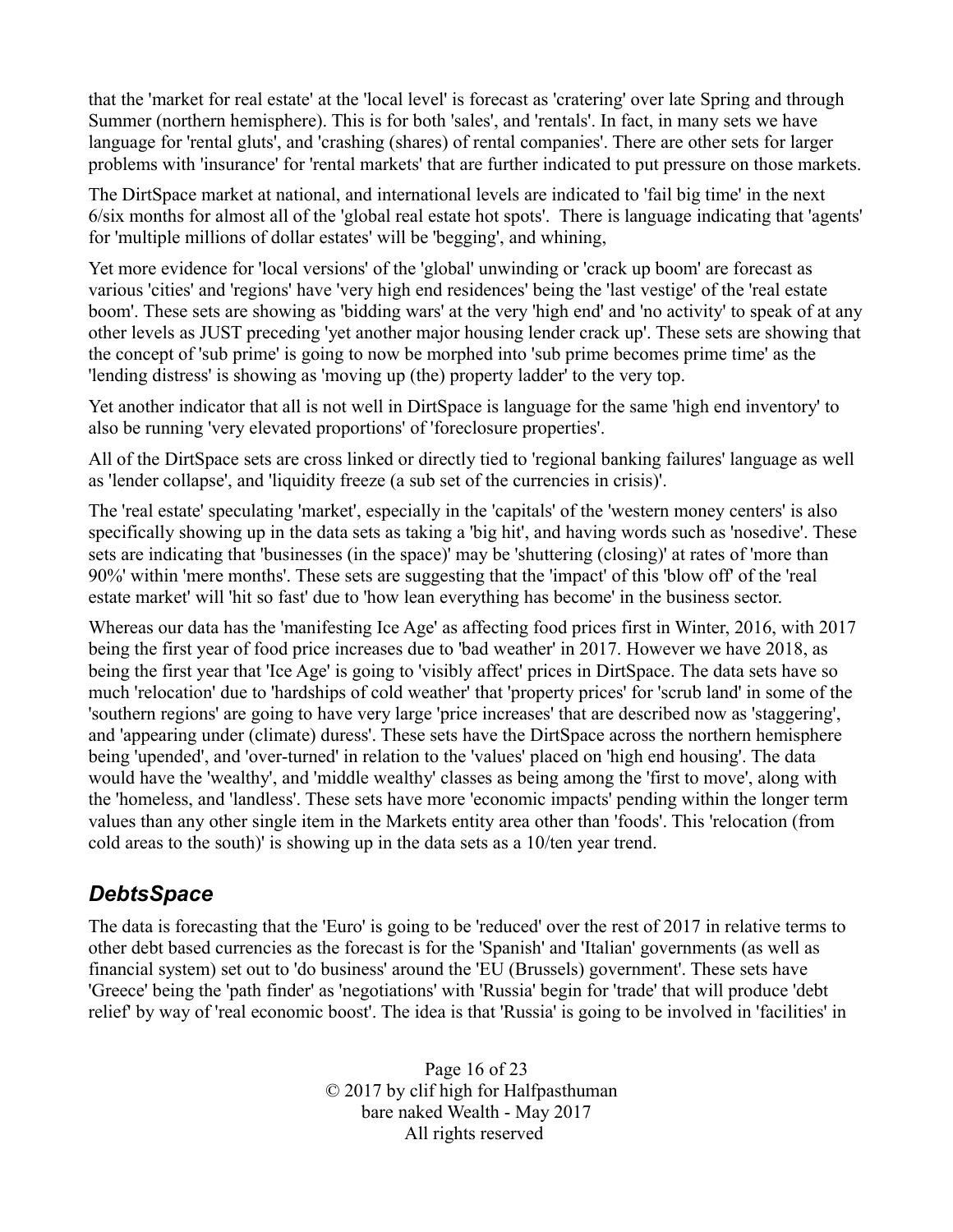that the 'market for real estate' at the 'local level' is forecast as 'cratering' over late Spring and through Summer (northern hemisphere). This is for both 'sales', and 'rentals'. In fact, in many sets we have language for 'rental gluts', and 'crashing (shares) of rental companies'. There are other sets for larger problems with 'insurance' for 'rental markets' that are further indicated to put pressure on those markets.

The DirtSpace market at national, and international levels are indicated to 'fail big time' in the next 6/six months for almost all of the 'global real estate hot spots'. There is language indicating that 'agents' for 'multiple millions of dollar estates' will be 'begging', and whining,

Yet more evidence for 'local versions' of the 'global' unwinding or 'crack up boom' are forecast as various 'cities' and 'regions' have 'very high end residences' being the 'last vestige' of the 'real estate boom'. These sets are showing as 'bidding wars' at the very 'high end' and 'no activity' to speak of at any other levels as JUST preceding 'yet another major housing lender crack up'. These sets are showing that the concept of 'sub prime' is going to now be morphed into 'sub prime becomes prime time' as the 'lending distress' is showing as 'moving up (the) property ladder' to the very top.

Yet another indicator that all is not well in DirtSpace is language for the same 'high end inventory' to also be running 'very elevated proportions' of 'foreclosure properties'.

All of the DirtSpace sets are cross linked or directly tied to 'regional banking failures' language as well as 'lender collapse', and 'liquidity freeze (a sub set of the currencies in crisis)'.

The 'real estate' speculating 'market', especially in the 'capitals' of the 'western money centers' is also specifically showing up in the data sets as taking a 'big hit', and having words such as 'nosedive'. These sets are indicating that 'businesses (in the space)' may be 'shuttering (closing)' at rates of 'more than 90%' within 'mere months'. These sets are suggesting that the 'impact' of this 'blow off' of the 'real estate market' will 'hit so fast' due to 'how lean everything has become' in the business sector.

Whereas our data has the 'manifesting Ice Age' as affecting food prices first in Winter, 2016, with 2017 being the first year of food price increases due to 'bad weather' in 2017. However we have 2018, as being the first year that 'Ice Age' is going to 'visibly affect' prices in DirtSpace. The data sets have so much 'relocation' due to 'hardships of cold weather' that 'property prices' for 'scrub land' in some of the 'southern regions' are going to have very large 'price increases' that are described now as 'staggering', and 'appearing under (climate) duress'. These sets have the DirtSpace across the northern hemisphere being 'upended', and 'over-turned' in relation to the 'values' placed on 'high end housing'. The data would have the 'wealthy', and 'middle wealthy' classes as being among the 'first to move', along with the 'homeless, and 'landless'. These sets have more 'economic impacts' pending within the longer term values than any other single item in the Markets entity area other than 'foods'. This 'relocation (from cold areas to the south)' is showing up in the data sets as a 10/ten year trend.

## *DebtsSpace*

The data is forecasting that the 'Euro' is going to be 'reduced' over the rest of 2017 in relative terms to other debt based currencies as the forecast is for the 'Spanish' and 'Italian' governments (as well as financial system) set out to 'do business' around the 'EU (Brussels) government'. These sets have 'Greece' being the 'path finder' as 'negotiations' with 'Russia' begin for 'trade' that will produce 'debt relief' by way of 'real economic boost'. The idea is that 'Russia' is going to be involved in 'facilities' in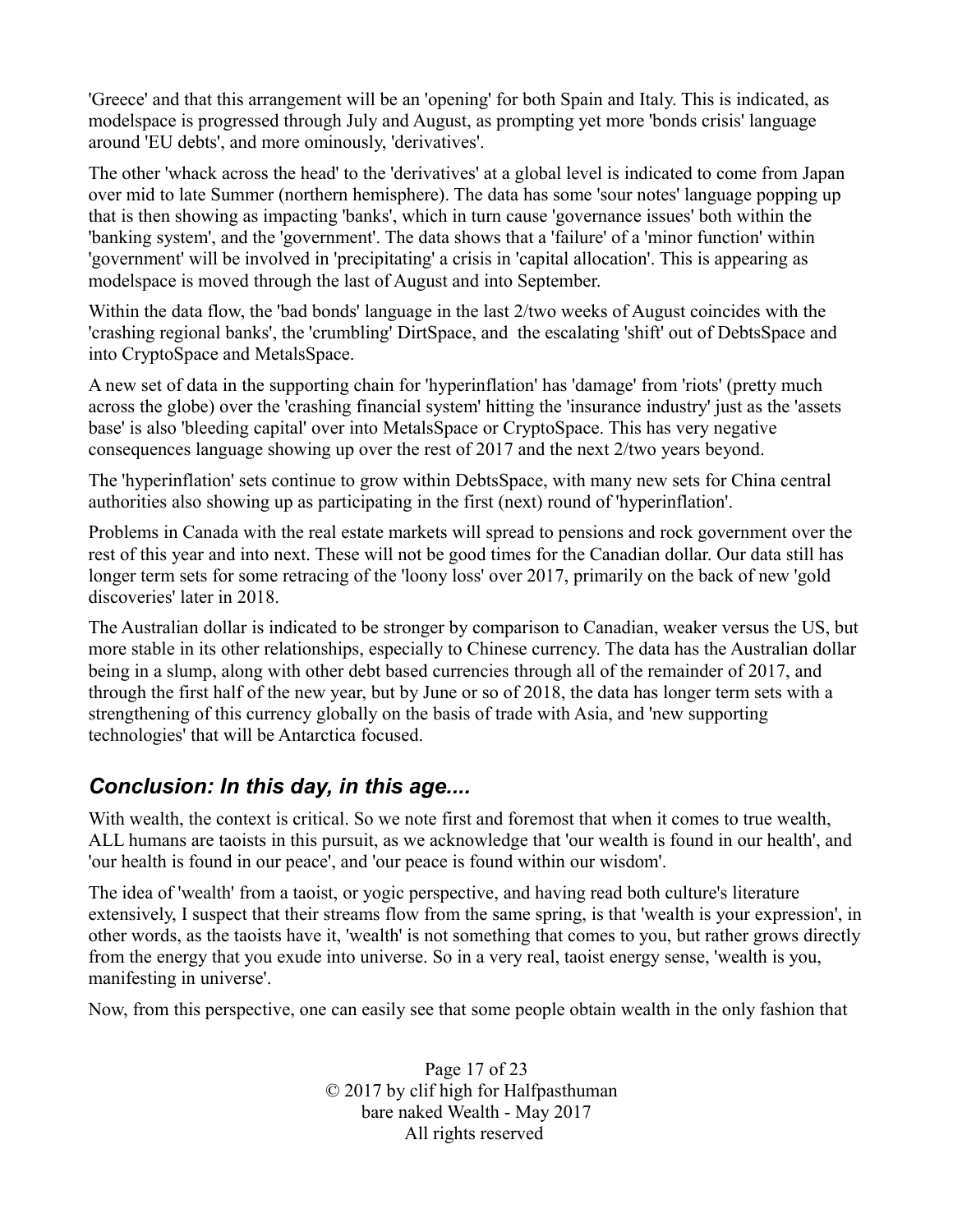'Greece' and that this arrangement will be an 'opening' for both Spain and Italy. This is indicated, as modelspace is progressed through July and August, as prompting yet more 'bonds crisis' language around 'EU debts', and more ominously, 'derivatives'.

The other 'whack across the head' to the 'derivatives' at a global level is indicated to come from Japan over mid to late Summer (northern hemisphere). The data has some 'sour notes' language popping up that is then showing as impacting 'banks', which in turn cause 'governance issues' both within the 'banking system', and the 'government'. The data shows that a 'failure' of a 'minor function' within 'government' will be involved in 'precipitating' a crisis in 'capital allocation'. This is appearing as modelspace is moved through the last of August and into September.

Within the data flow, the 'bad bonds' language in the last 2/two weeks of August coincides with the 'crashing regional banks', the 'crumbling' DirtSpace, and the escalating 'shift' out of DebtsSpace and into CryptoSpace and MetalsSpace.

A new set of data in the supporting chain for 'hyperinflation' has 'damage' from 'riots' (pretty much across the globe) over the 'crashing financial system' hitting the 'insurance industry' just as the 'assets base' is also 'bleeding capital' over into MetalsSpace or CryptoSpace. This has very negative consequences language showing up over the rest of 2017 and the next 2/two years beyond.

The 'hyperinflation' sets continue to grow within DebtsSpace, with many new sets for China central authorities also showing up as participating in the first (next) round of 'hyperinflation'.

Problems in Canada with the real estate markets will spread to pensions and rock government over the rest of this year and into next. These will not be good times for the Canadian dollar. Our data still has longer term sets for some retracing of the 'loony loss' over 2017, primarily on the back of new 'gold discoveries' later in 2018.

The Australian dollar is indicated to be stronger by comparison to Canadian, weaker versus the US, but more stable in its other relationships, especially to Chinese currency. The data has the Australian dollar being in a slump, along with other debt based currencies through all of the remainder of 2017, and through the first half of the new year, but by June or so of 2018, the data has longer term sets with a strengthening of this currency globally on the basis of trade with Asia, and 'new supporting technologies' that will be Antarctica focused.

## *Conclusion: In this day, in this age....*

With wealth, the context is critical. So we note first and foremost that when it comes to true wealth, ALL humans are taoists in this pursuit, as we acknowledge that 'our wealth is found in our health', and 'our health is found in our peace', and 'our peace is found within our wisdom'.

The idea of 'wealth' from a taoist, or yogic perspective, and having read both culture's literature extensively, I suspect that their streams flow from the same spring, is that 'wealth is your expression', in other words, as the taoists have it, 'wealth' is not something that comes to you, but rather grows directly from the energy that you exude into universe. So in a very real, taoist energy sense, 'wealth is you, manifesting in universe'.

Now, from this perspective, one can easily see that some people obtain wealth in the only fashion that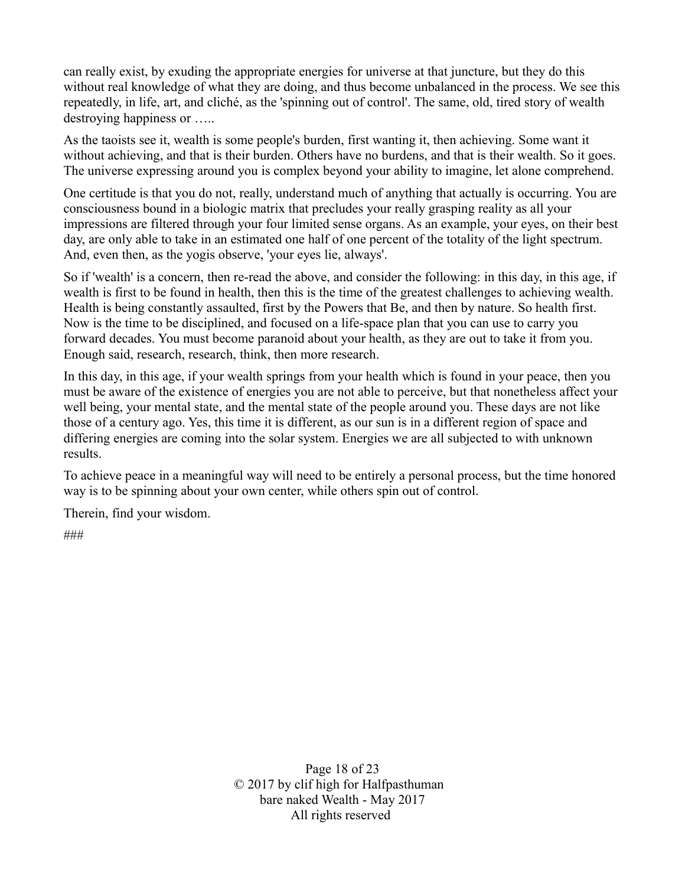can really exist, by exuding the appropriate energies for universe at that juncture, but they do this without real knowledge of what they are doing, and thus become unbalanced in the process. We see this repeatedly, in life, art, and cliché, as the 'spinning out of control'. The same, old, tired story of wealth destroying happiness or …..

As the taoists see it, wealth is some people's burden, first wanting it, then achieving. Some want it without achieving, and that is their burden. Others have no burdens, and that is their wealth. So it goes. The universe expressing around you is complex beyond your ability to imagine, let alone comprehend.

One certitude is that you do not, really, understand much of anything that actually is occurring. You are consciousness bound in a biologic matrix that precludes your really grasping reality as all your impressions are filtered through your four limited sense organs. As an example, your eyes, on their best day, are only able to take in an estimated one half of one percent of the totality of the light spectrum. And, even then, as the yogis observe, 'your eyes lie, always'.

So if 'wealth' is a concern, then re-read the above, and consider the following: in this day, in this age, if wealth is first to be found in health, then this is the time of the greatest challenges to achieving wealth. Health is being constantly assaulted, first by the Powers that Be, and then by nature. So health first. Now is the time to be disciplined, and focused on a life-space plan that you can use to carry you forward decades. You must become paranoid about your health, as they are out to take it from you. Enough said, research, research, think, then more research.

In this day, in this age, if your wealth springs from your health which is found in your peace, then you must be aware of the existence of energies you are not able to perceive, but that nonetheless affect your well being, your mental state, and the mental state of the people around you. These days are not like those of a century ago. Yes, this time it is different, as our sun is in a different region of space and differing energies are coming into the solar system. Energies we are all subjected to with unknown results.

To achieve peace in a meaningful way will need to be entirely a personal process, but the time honored way is to be spinning about your own center, while others spin out of control.

Therein, find your wisdom.

###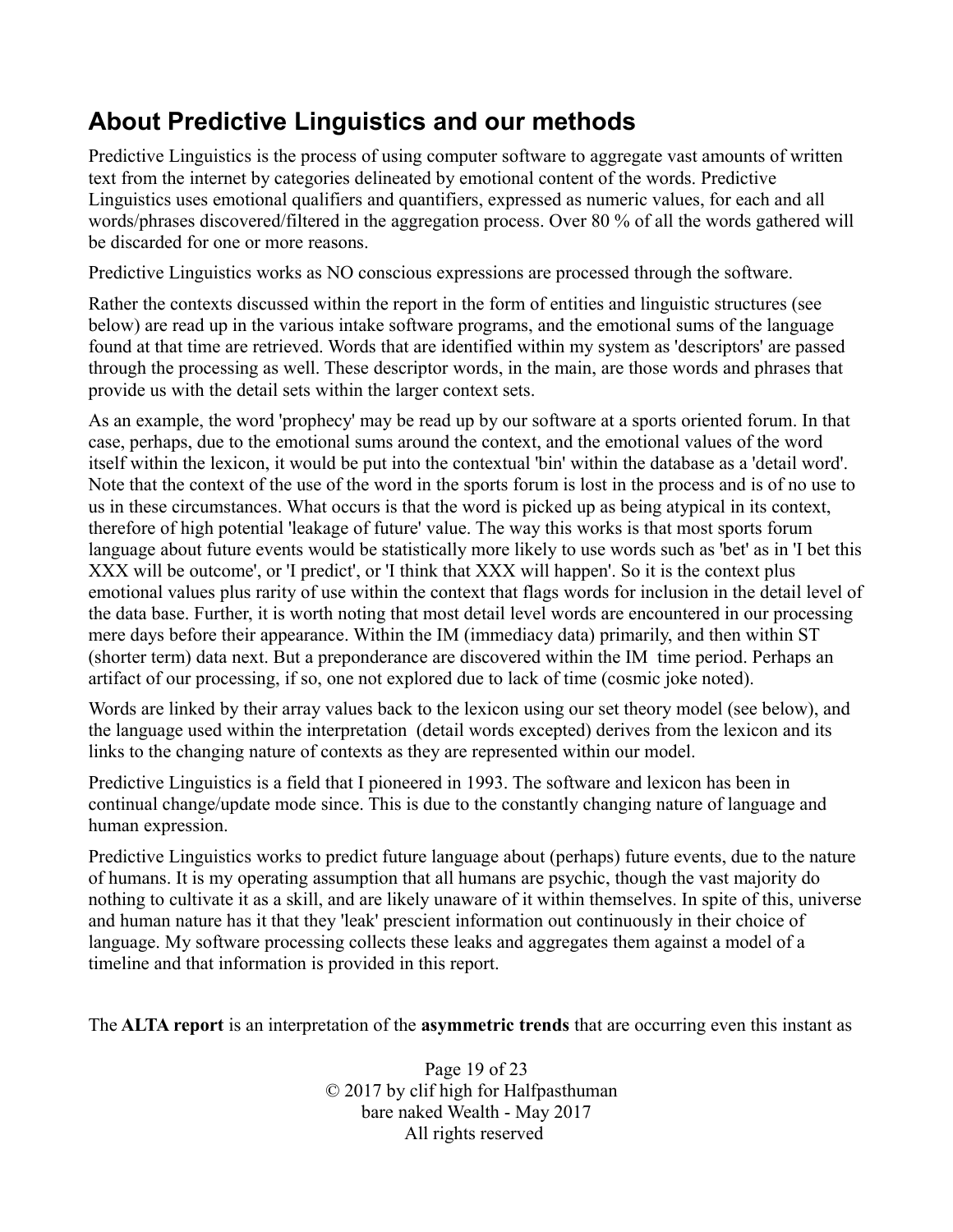## About Predictive Linguistics and our methods

Predictive Linguistics is the process of using computer software to aggregate vast amounts of written text from the internet by categories delineated by emotional content of the words. Predictive Linguistics uses emotional qualifiers and quantifiers, expressed as numeric values, for each and all words/phrases discovered/filtered in the aggregation process. Over 80 % of all the words gathered will be discarded for one or more reasons.

Predictive Linguistics works as NO conscious expressions are processed through the software.

Rather the contexts discussed within the report in the form of entities and linguistic structures (see below) are read up in the various intake software programs, and the emotional sums of the language found at that time are retrieved. Words that are identified within my system as 'descriptors' are passed through the processing as well. These descriptor words, in the main, are those words and phrases that provide us with the detail sets within the larger context sets.

As an example, the word 'prophecy' may be read up by our software at a sports oriented forum. In that case, perhaps, due to the emotional sums around the context, and the emotional values of the word itself within the lexicon, it would be put into the contextual 'bin' within the database as a 'detail word'. Note that the context of the use of the word in the sports forum is lost in the process and is of no use to us in these circumstances. What occurs is that the word is picked up as being atypical in its context, therefore of high potential 'leakage of future' value. The way this works is that most sports forum language about future events would be statistically more likely to use words such as 'bet' as in 'I bet this XXX will be outcome', or 'I predict', or 'I think that XXX will happen'. So it is the context plus emotional values plus rarity of use within the context that flags words for inclusion in the detail level of the data base. Further, it is worth noting that most detail level words are encountered in our processing mere days before their appearance. Within the IM (immediacy data) primarily, and then within ST (shorter term) data next. But a preponderance are discovered within the IM time period. Perhaps an artifact of our processing, if so, one not explored due to lack of time (cosmic joke noted).

Words are linked by their array values back to the lexicon using our set theory model (see below), and the language used within the interpretation (detail words excepted) derives from the lexicon and its links to the changing nature of contexts as they are represented within our model.

Predictive Linguistics is a field that I pioneered in 1993. The software and lexicon has been in continual change/update mode since. This is due to the constantly changing nature of language and human expression.

Predictive Linguistics works to predict future language about (perhaps) future events, due to the nature of humans. It is my operating assumption that all humans are psychic, though the vast majority do nothing to cultivate it as a skill, and are likely unaware of it within themselves. In spite of this, universe and human nature has it that they 'leak' prescient information out continuously in their choice of language. My software processing collects these leaks and aggregates them against a model of a timeline and that information is provided in this report.

The **ALTA report** is an interpretation of the **asymmetric trends** that are occurring even this instant as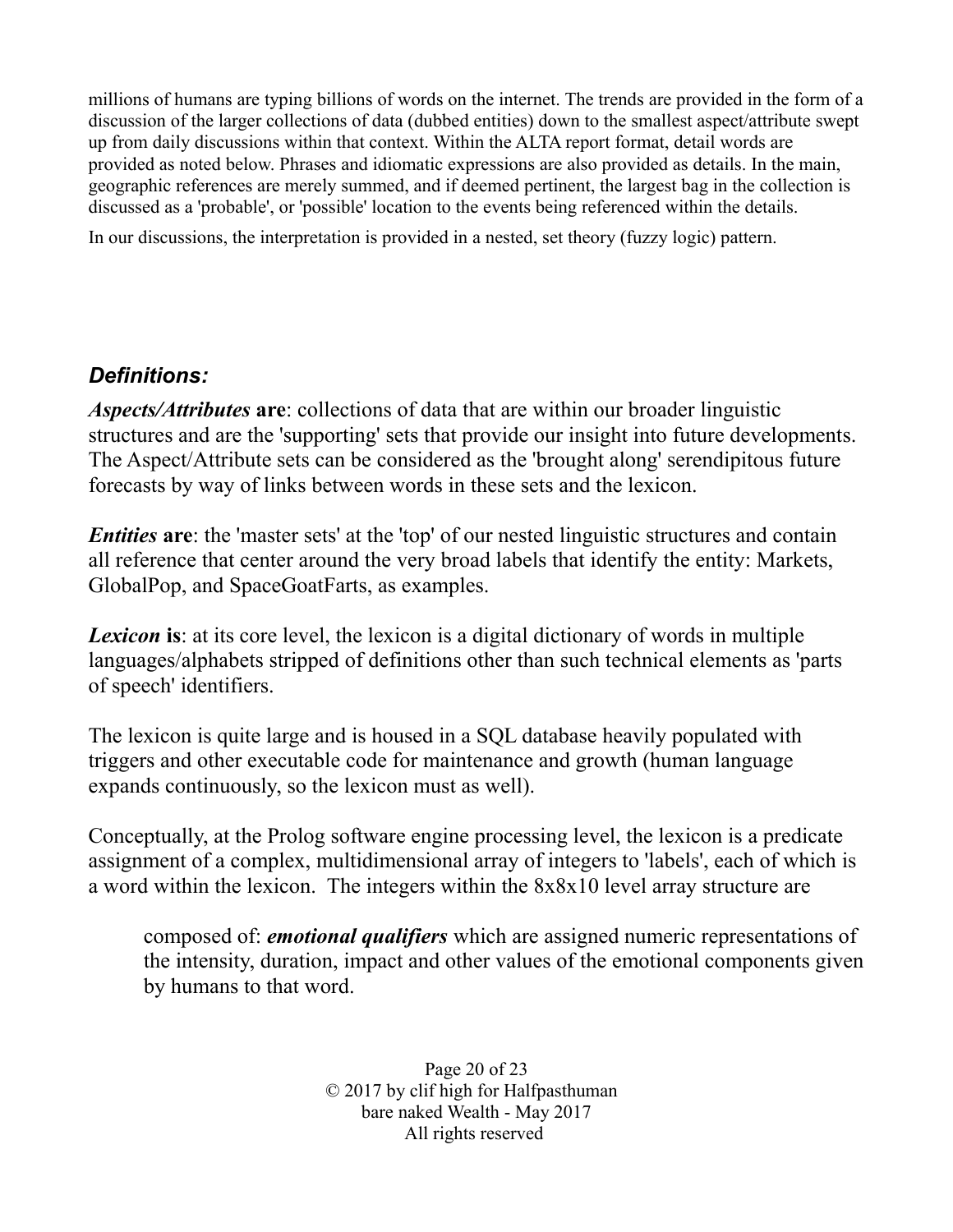millions of humans are typing billions of words on the internet. The trends are provided in the form of a discussion of the larger collections of data (dubbed entities) down to the smallest aspect/attribute swept up from daily discussions within that context. Within the ALTA report format, detail words are provided as noted below. Phrases and idiomatic expressions are also provided as details. In the main, geographic references are merely summed, and if deemed pertinent, the largest bag in the collection is discussed as a 'probable', or 'possible' location to the events being referenced within the details.

In our discussions, the interpretation is provided in a nested, set theory (fuzzy logic) pattern.

## *Definitions:*

***Aspects/Attributes* are**: collections of data that are within our broader linguistic structures and are the 'supporting' sets that provide our insight into future developments. The Aspect/Attribute sets can be considered as the 'brought along' serendipitous future forecasts by way of links between words in these sets and the lexicon.

***Entities* are**: the 'master sets' at the 'top' of our nested linguistic structures and contain all reference that center around the very broad labels that identify the entity: Markets, GlobalPop, and SpaceGoatFarts, as examples.

***Lexicon* is**: at its core level, the lexicon is a digital dictionary of words in multiple languages/alphabets stripped of definitions other than such technical elements as 'parts of speech' identifiers.

The lexicon is quite large and is housed in a SQL database heavily populated with triggers and other executable code for maintenance and growth (human language expands continuously, so the lexicon must as well).

Conceptually, at the Prolog software engine processing level, the lexicon is a predicate assignment of a complex, multidimensional array of integers to 'labels', each of which is a word within the lexicon. The integers within the 8x8x10 level array structure are

> composed of: ***emotional qualifiers*** which are assigned numeric representations of the intensity, duration, impact and other values of the emotional components given by humans to that word.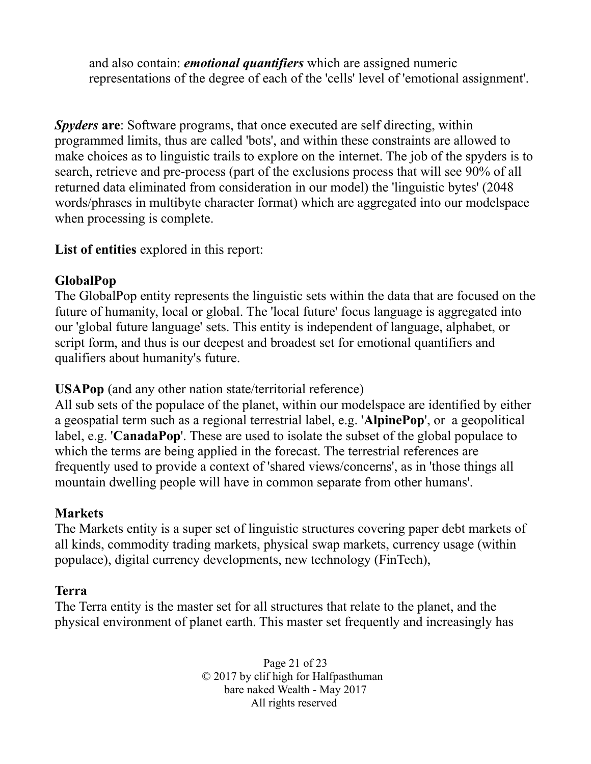and also contain: ***emotional quantifiers*** which are assigned numeric representations of the degree of each of the 'cells' level of 'emotional assignment'.

***Spyders* are**: Software programs, that once executed are self directing, within programmed limits, thus are called 'bots', and within these constraints are allowed to make choices as to linguistic trails to explore on the internet. The job of the spyders is to search, retrieve and pre-process (part of the exclusions process that will see 90% of all returned data eliminated from consideration in our model) the 'linguistic bytes' (2048 words/phrases in multibyte character format) which are aggregated into our modelspace when processing is complete.

**List of entities** explored in this report:

**GlobalPop**

The GlobalPop entity represents the linguistic sets within the data that are focused on the future of humanity, local or global. The 'local future' focus language is aggregated into our 'global future language' sets. This entity is independent of language, alphabet, or script form, and thus is our deepest and broadest set for emotional quantifiers and qualifiers about humanity's future.

**USAPop** (and any other nation state/territorial reference)

All sub sets of the populace of the planet, within our modelspace are identified by either a geospatial term such as a regional terrestrial label, e.g. '**AlpinePop**', or a geopolitical label, e.g. '**CanadaPop**'. These are used to isolate the subset of the global populace to which the terms are being applied in the forecast. The terrestrial references are frequently used to provide a context of 'shared views/concerns', as in 'those things all mountain dwelling people will have in common separate from other humans'.

**Markets**

The Markets entity is a super set of linguistic structures covering paper debt markets of all kinds, commodity trading markets, physical swap markets, currency usage (within populace), digital currency developments, new technology (FinTech),

**Terra**

The Terra entity is the master set for all structures that relate to the planet, and the physical environment of planet earth. This master set frequently and increasingly has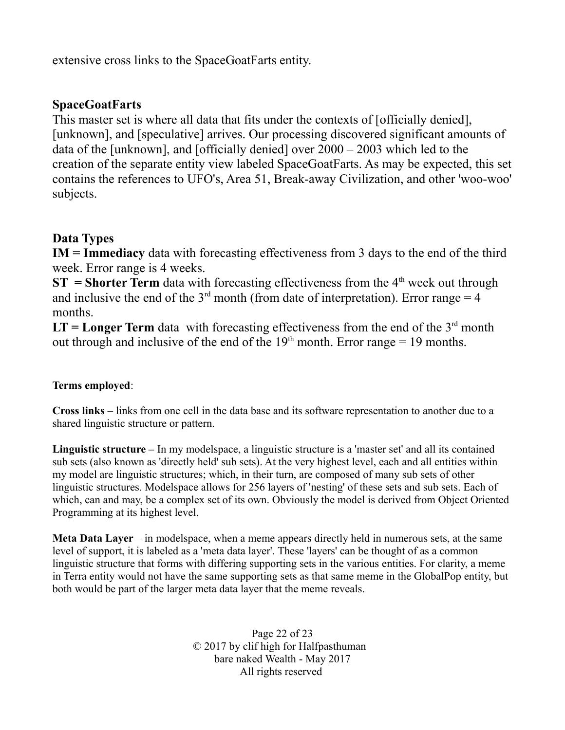extensive cross links to the SpaceGoatFarts entity.

## SpaceGoatFarts

This master set is where all data that fits under the contexts of [officially denied], [unknown], and [speculative] arrives. Our processing discovered significant amounts of data of the [unknown], and [officially denied] over 2000 – 2003 which led to the creation of the separate entity view labeled SpaceGoatFarts. As may be expected, this set contains the references to UFO's, Area 51, Break-away Civilization, and other 'woo-woo' subjects.

## Data Types

**IM = Immediacy** data with forecasting effectiveness from 3 days to the end of the third week. Error range is 4 weeks.

**ST = Shorter Term** data with forecasting effectiveness from the 4th week out through and inclusive the end of the 3rd month (from date of interpretation). Error range = 4 months.

**LT = Longer Term** data with forecasting effectiveness from the end of the 3rd month out through and inclusive of the end of the 19th month. Error range = 19 months.

**Terms employed**:

**Cross links** – links from one cell in the data base and its software representation to another due to a shared linguistic structure or pattern.

**Linguistic structure –** In my modelspace, a linguistic structure is a 'master set' and all its contained sub sets (also known as 'directly held' sub sets). At the very highest level, each and all entities within my model are linguistic structures; which, in their turn, are composed of many sub sets of other linguistic structures. Modelspace allows for 256 layers of 'nesting' of these sets and sub sets. Each of which, can and may, be a complex set of its own. Obviously the model is derived from Object Oriented Programming at its highest level.

**Meta Data Layer** – in modelspace, when a meme appears directly held in numerous sets, at the same level of support, it is labeled as a 'meta data layer'. These 'layers' can be thought of as a common linguistic structure that forms with differing supporting sets in the various entities. For clarity, a meme in Terra entity would not have the same supporting sets as that same meme in the GlobalPop entity, but both would be part of the larger meta data layer that the meme reveals.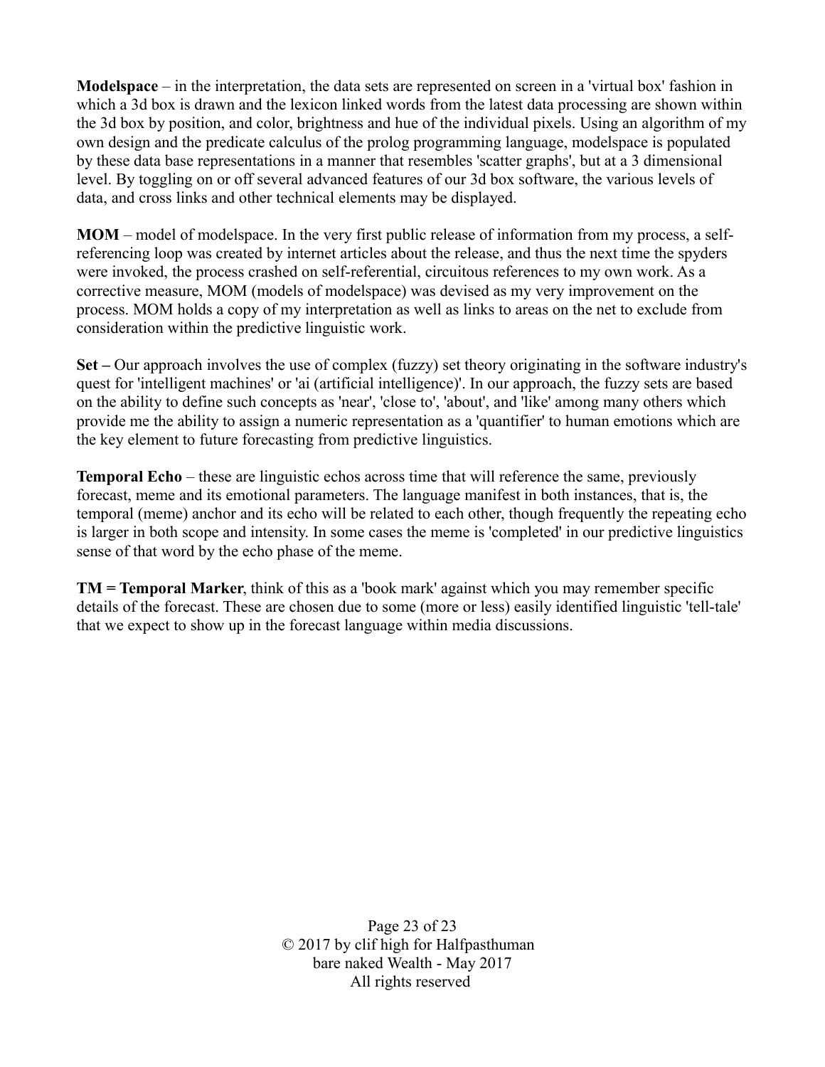**Modelspace** – in the interpretation, the data sets are represented on screen in a 'virtual box' fashion in which a 3d box is drawn and the lexicon linked words from the latest data processing are shown within the 3d box by position, and color, brightness and hue of the individual pixels. Using an algorithm of my own design and the predicate calculus of the prolog programming language, modelspace is populated by these data base representations in a manner that resembles 'scatter graphs', but at a 3 dimensional level. By toggling on or off several advanced features of our 3d box software, the various levels of data, and cross links and other technical elements may be displayed.

**MOM** – model of modelspace. In the very first public release of information from my process, a self-referencing loop was created by internet articles about the release, and thus the next time the spyders were invoked, the process crashed on self-referential, circuitous references to my own work. As a corrective measure, MOM (models of modelspace) was devised as my very improvement on the process. MOM holds a copy of my interpretation as well as links to areas on the net to exclude from consideration within the predictive linguistic work.

**Set –** Our approach involves the use of complex (fuzzy) set theory originating in the software industry's quest for 'intelligent machines' or 'ai (artificial intelligence)'. In our approach, the fuzzy sets are based on the ability to define such concepts as 'near', 'close to', 'about', and 'like' among many others which provide me the ability to assign a numeric representation as a 'quantifier' to human emotions which are the key element to future forecasting from predictive linguistics.

**Temporal Echo** – these are linguistic echos across time that will reference the same, previously forecast, meme and its emotional parameters. The language manifest in both instances, that is, the temporal (meme) anchor and its echo will be related to each other, though frequently the repeating echo is larger in both scope and intensity. In some cases the meme is 'completed' in our predictive linguistics sense of that word by the echo phase of the meme.

**TM = Temporal Marker**, think of this as a 'book mark' against which you may remember specific details of the forecast. These are chosen due to some (more or less) easily identified linguistic 'tell-tale' that we expect to show up in the forecast language within media discussions.